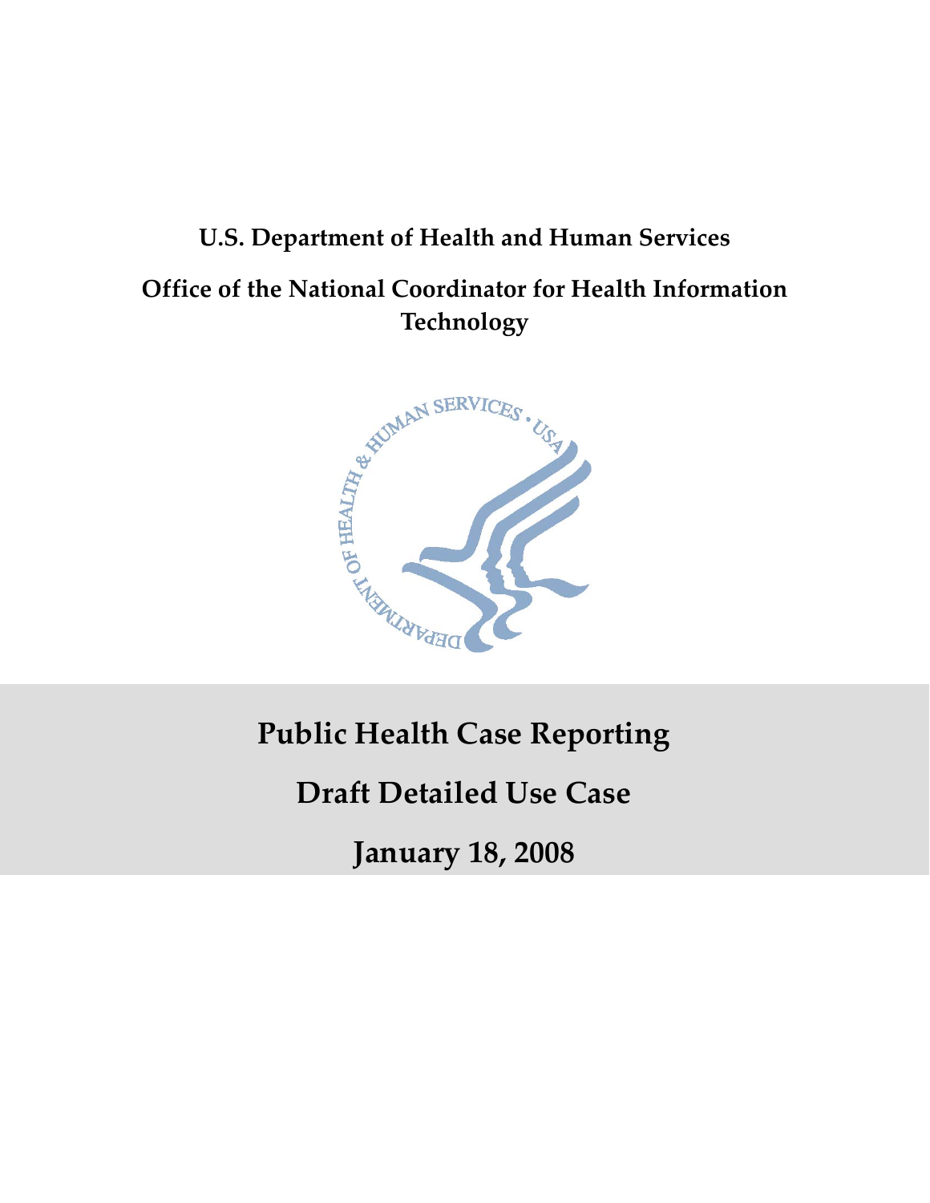**U.S. Department of Health and Human Services**

**Office of the National Coordinator for Health Information Technology**

# Public Health Case Reporting

# Draft Detailed Use Case

# January 18, 2008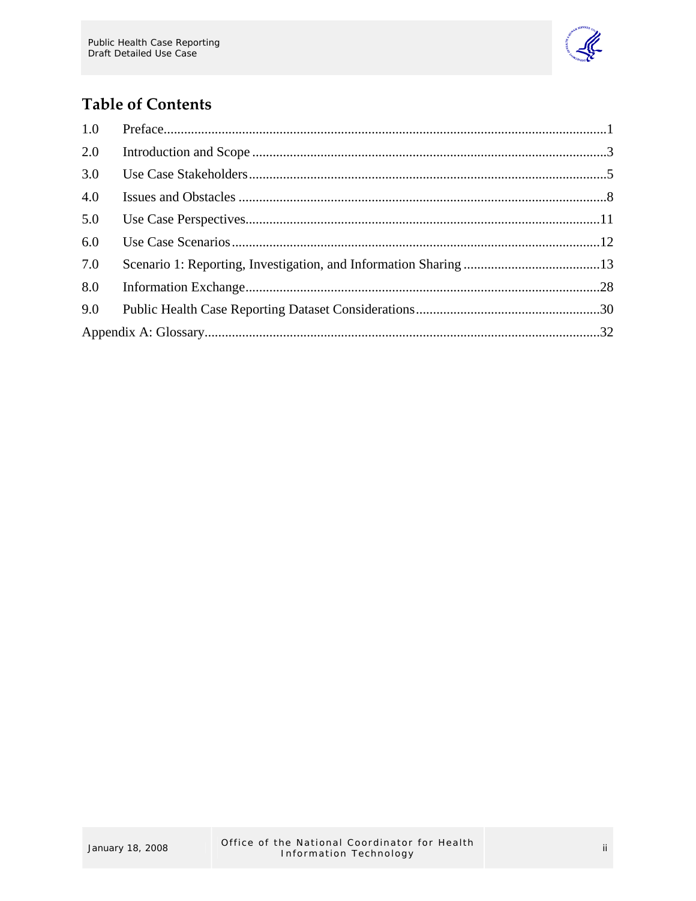## Table of Contents

| | | |
|---|---|---|
| 1.0 | Preface | 1 |
| 2.0 | Introduction and Scope | 3 |
| 3.0 | Use Case Stakeholders | 5 |
| 4.0 | Issues and Obstacles | 8 |
| 5.0 | Use Case Perspectives | 11 |
| 6.0 | Use Case Scenarios | 12 |
| 7.0 | Scenario 1: Reporting, Investigation, and Information Sharing | 13 |
| 8.0 | Information Exchange | 28 |
| 9.0 | Public Health Case Reporting Dataset Considerations | 30 |
| Appendix A: Glossary | | 32 |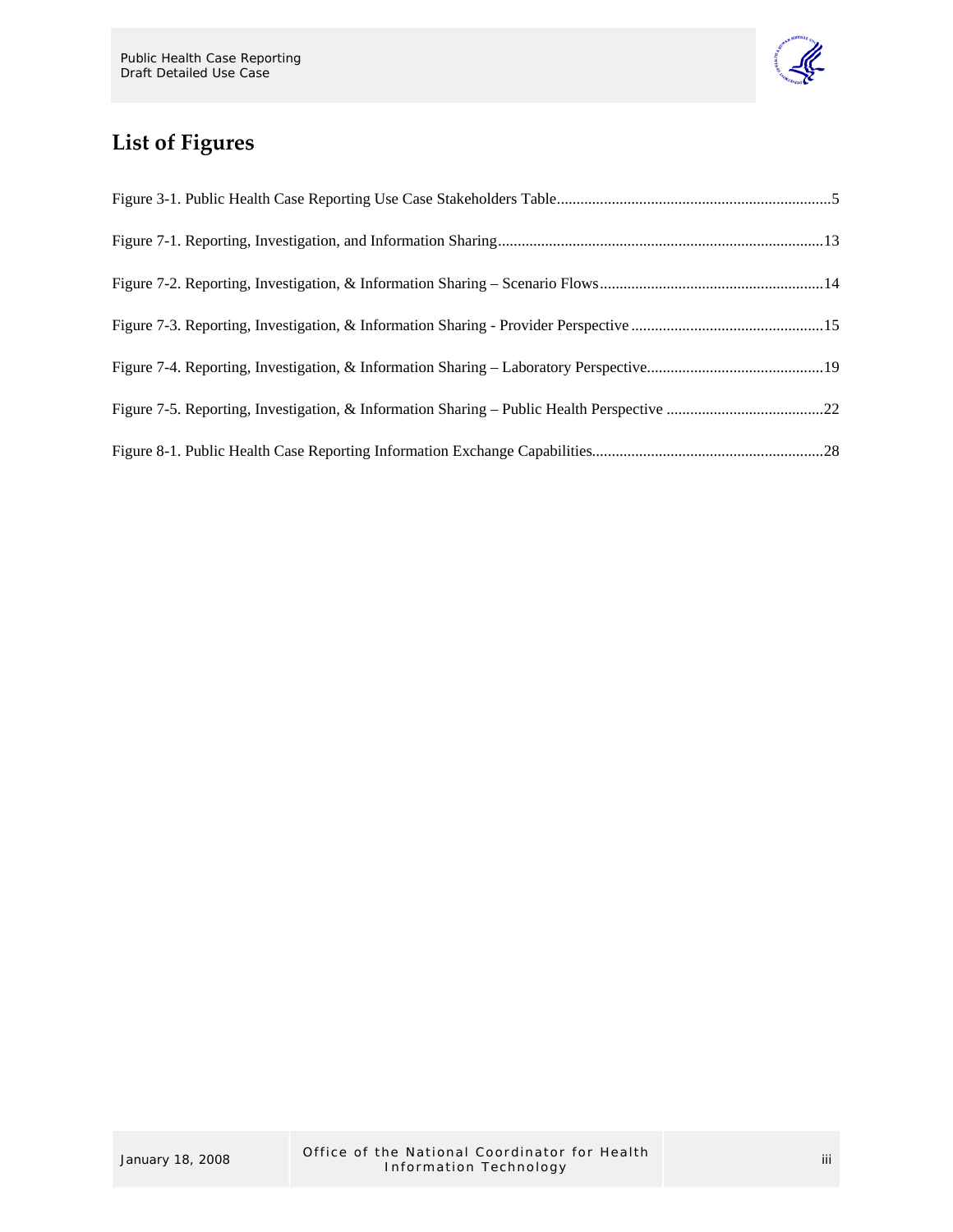## List of Figures

Figure 3-1. Public Health Case Reporting Use Case Stakeholders Table......................................................................5

Figure 7-1. Reporting, Investigation, and Information Sharing..................................................................................13

Figure 7-2. Reporting, Investigation, & Information Sharing – Scenario Flows.........................................................14

Figure 7-3. Reporting, Investigation, & Information Sharing - Provider Perspective .................................................15

Figure 7-4. Reporting, Investigation, & Information Sharing – Laboratory Perspective.............................................19

Figure 7-5. Reporting, Investigation, & Information Sharing – Public Health Perspective ........................................22

Figure 8-1. Public Health Case Reporting Information Exchange Capabilities...........................................................28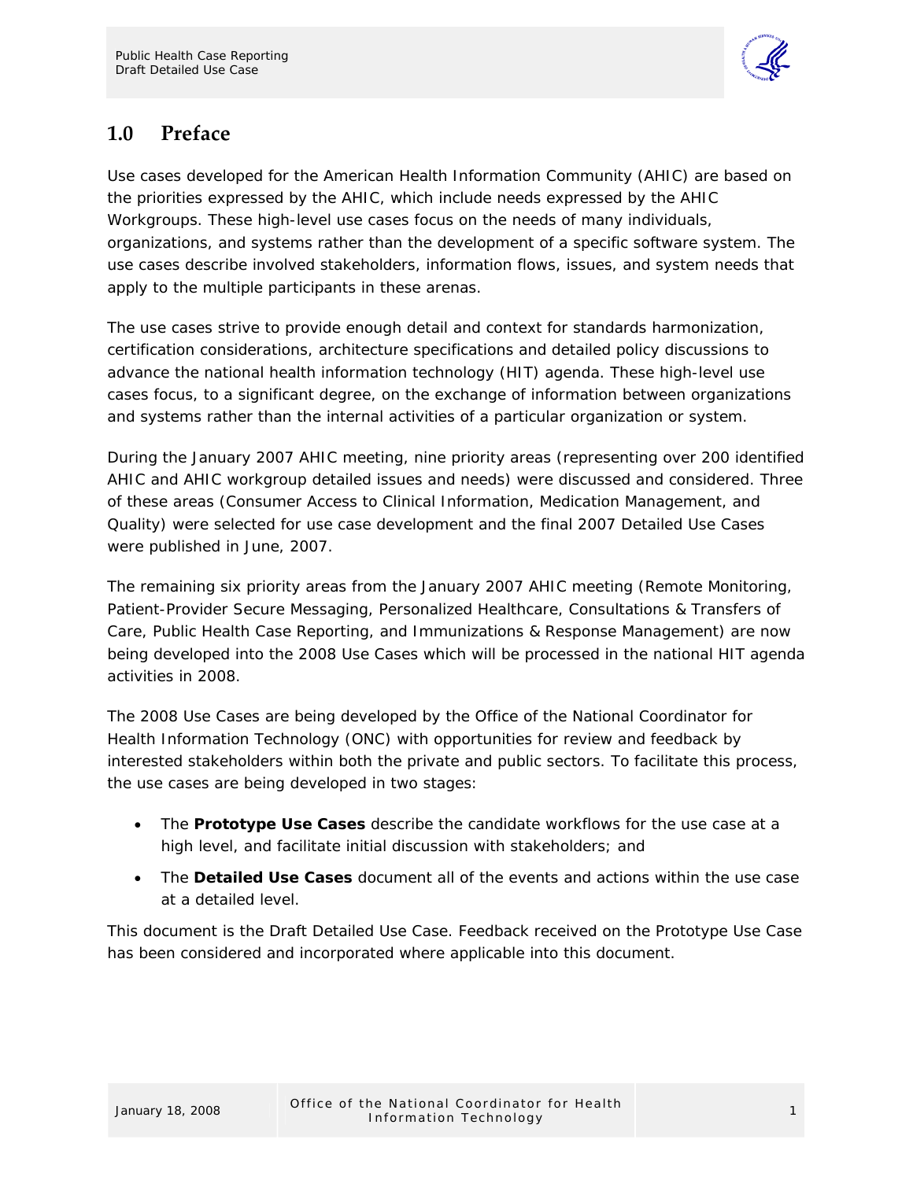# 1.0 Preface

Use cases developed for the American Health Information Community (AHIC) are based on the priorities expressed by the AHIC, which include needs expressed by the AHIC Workgroups. These high-level use cases focus on the needs of many individuals, organizations, and systems rather than the development of a specific software system. The use cases describe involved stakeholders, information flows, issues, and system needs that apply to the multiple participants in these arenas.

The use cases strive to provide enough detail and context for standards harmonization, certification considerations, architecture specifications and detailed policy discussions to advance the national health information technology (HIT) agenda. These high-level use cases focus, to a significant degree, on the exchange of information between organizations and systems rather than the internal activities of a particular organization or system.

During the January 2007 AHIC meeting, nine priority areas (representing over 200 identified AHIC and AHIC workgroup detailed issues and needs) were discussed and considered. Three of these areas (Consumer Access to Clinical Information, Medication Management, and Quality) were selected for use case development and the final 2007 Detailed Use Cases were published in June, 2007.

The remaining six priority areas from the January 2007 AHIC meeting (Remote Monitoring, Patient-Provider Secure Messaging, Personalized Healthcare, Consultations & Transfers of Care, Public Health Case Reporting, and Immunizations & Response Management) are now being developed into the 2008 Use Cases which will be processed in the national HIT agenda activities in 2008.

The 2008 Use Cases are being developed by the Office of the National Coordinator for Health Information Technology (ONC) with opportunities for review and feedback by interested stakeholders within both the private and public sectors. To facilitate this process, the use cases are being developed in two stages:

- The **Prototype Use Cases** describe the candidate workflows for the use case at a high level, and facilitate initial discussion with stakeholders; and
- The **Detailed Use Cases** document all of the events and actions within the use case at a detailed level.

This document is the Draft Detailed Use Case. Feedback received on the Prototype Use Case has been considered and incorporated where applicable into this document.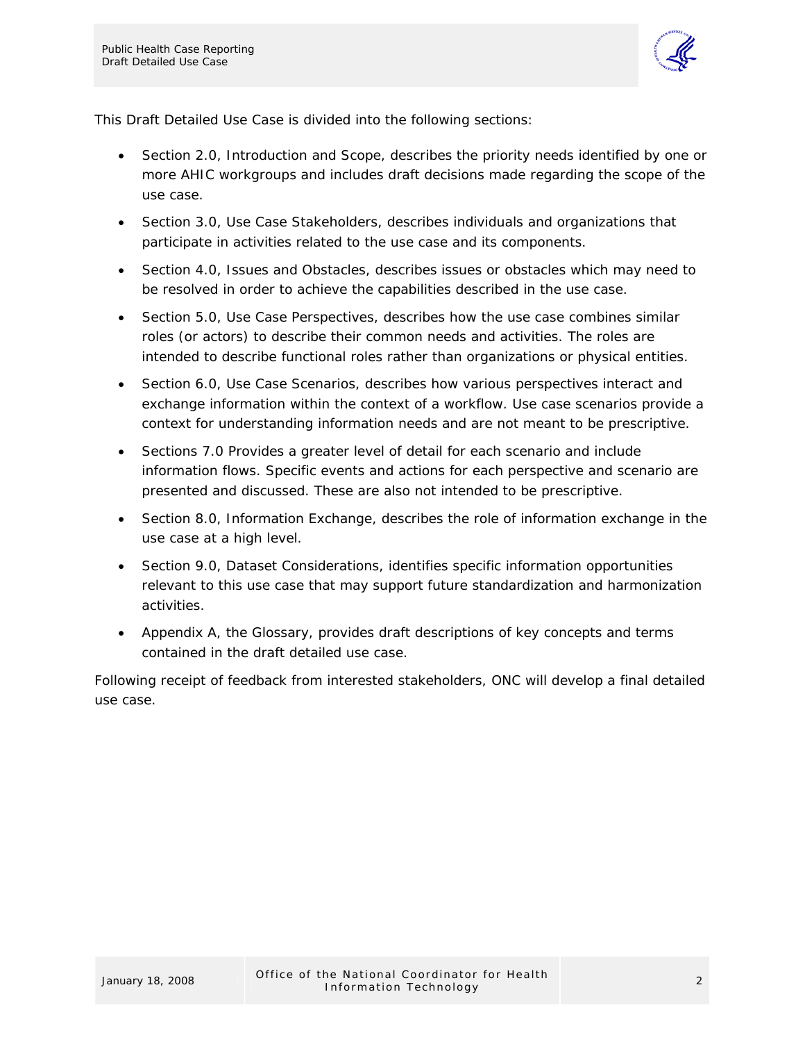This Draft Detailed Use Case is divided into the following sections:

- Section 2.0, Introduction and Scope, describes the priority needs identified by one or more AHIC workgroups and includes draft decisions made regarding the scope of the use case.
- Section 3.0, Use Case Stakeholders, describes individuals and organizations that participate in activities related to the use case and its components.
- Section 4.0, Issues and Obstacles, describes issues or obstacles which may need to be resolved in order to achieve the capabilities described in the use case.
- Section 5.0, Use Case Perspectives, describes how the use case combines similar roles (or actors) to describe their common needs and activities. The roles are intended to describe functional roles rather than organizations or physical entities.
- Section 6.0, Use Case Scenarios, describes how various perspectives interact and exchange information within the context of a workflow. Use case scenarios provide a context for understanding information needs and are not meant to be prescriptive.
- Sections 7.0 Provides a greater level of detail for each scenario and include information flows. Specific events and actions for each perspective and scenario are presented and discussed. These are also not intended to be prescriptive.
- Section 8.0, Information Exchange, describes the role of information exchange in the use case at a high level.
- Section 9.0, Dataset Considerations, identifies specific information opportunities relevant to this use case that may support future standardization and harmonization activities.
- Appendix A, the Glossary, provides draft descriptions of key concepts and terms contained in the draft detailed use case.

Following receipt of feedback from interested stakeholders, ONC will develop a final detailed use case.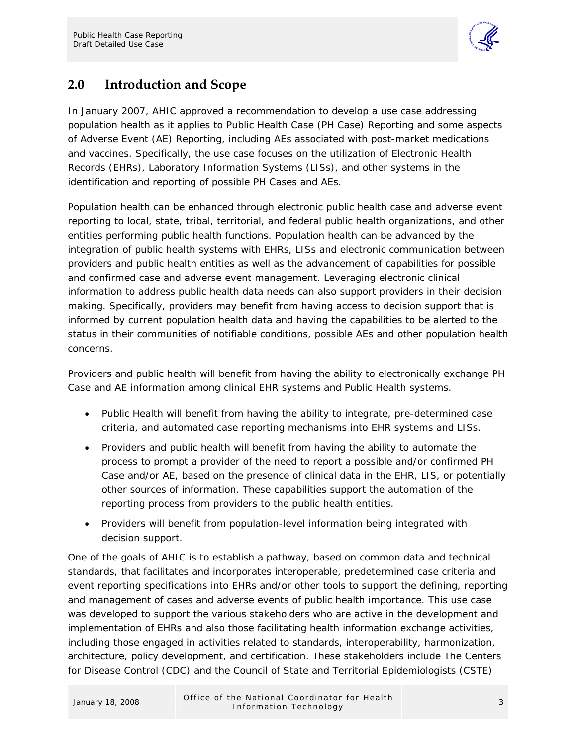## 2.0 Introduction and Scope

In January 2007, AHIC approved a recommendation to develop a use case addressing population health as it applies to Public Health Case (PH Case) Reporting and some aspects of Adverse Event (AE) Reporting, including AEs associated with post-market medications and vaccines. Specifically, the use case focuses on the utilization of Electronic Health Records (EHRs), Laboratory Information Systems (LISs), and other systems in the identification and reporting of possible PH Cases and AEs.

Population health can be enhanced through electronic public health case and adverse event reporting to local, state, tribal, territorial, and federal public health organizations, and other entities performing public health functions. Population health can be advanced by the integration of public health systems with EHRs, LISs and electronic communication between providers and public health entities as well as the advancement of capabilities for possible and confirmed case and adverse event management. Leveraging electronic clinical information to address public health data needs can also support providers in their decision making. Specifically, providers may benefit from having access to decision support that is informed by current population health data and having the capabilities to be alerted to the status in their communities of notifiable conditions, possible AEs and other population health concerns.

Providers and public health will benefit from having the ability to electronically exchange PH Case and AE information among clinical EHR systems and Public Health systems.

- Public Health will benefit from having the ability to integrate, pre-determined case criteria, and automated case reporting mechanisms into EHR systems and LISs.
- Providers and public health will benefit from having the ability to automate the process to prompt a provider of the need to report a possible and/or confirmed PH Case and/or AE, based on the presence of clinical data in the EHR, LIS, or potentially other sources of information. These capabilities support the automation of the reporting process from providers to the public health entities.
- Providers will benefit from population-level information being integrated with decision support.

One of the goals of AHIC is to establish a pathway, based on common data and technical standards, that facilitates and incorporates interoperable, predetermined case criteria and event reporting specifications into EHRs and/or other tools to support the defining, reporting and management of cases and adverse events of public health importance. This use case was developed to support the various stakeholders who are active in the development and implementation of EHRs and also those facilitating health information exchange activities, including those engaged in activities related to standards, interoperability, harmonization, architecture, policy development, and certification. These stakeholders include The Centers for Disease Control (CDC) and the Council of State and Territorial Epidemiologists (CSTE)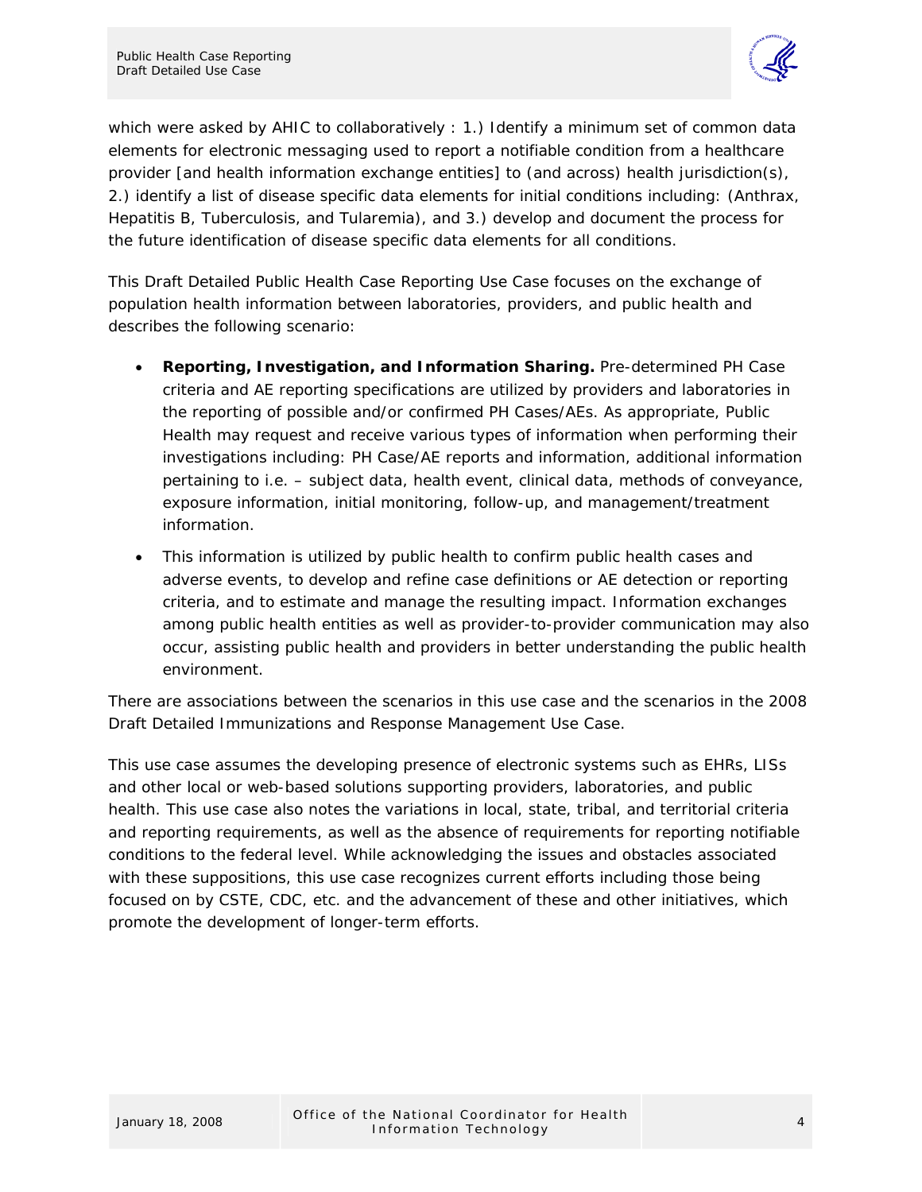which were asked by AHIC to collaboratively : 1.) Identify a minimum set of common data elements for electronic messaging used to report a notifiable condition from a healthcare provider [and health information exchange entities] to (and across) health jurisdiction(s), 2.) identify a list of disease specific data elements for initial conditions including: (Anthrax, Hepatitis B, Tuberculosis, and Tularemia), and 3.) develop and document the process for the future identification of disease specific data elements for all conditions.

This Draft Detailed Public Health Case Reporting Use Case focuses on the exchange of population health information between laboratories, providers, and public health and describes the following scenario:

- **Reporting, Investigation, and Information Sharing.** Pre-determined PH Case criteria and AE reporting specifications are utilized by providers and laboratories in the reporting of possible and/or confirmed PH Cases/AEs. As appropriate, Public Health may request and receive various types of information when performing their investigations including: PH Case/AE reports and information, additional information pertaining to i.e. – subject data, health event, clinical data, methods of conveyance, exposure information, initial monitoring, follow-up, and management/treatment information.
- This information is utilized by public health to confirm public health cases and adverse events, to develop and refine case definitions or AE detection or reporting criteria, and to estimate and manage the resulting impact. Information exchanges among public health entities as well as provider-to-provider communication may also occur, assisting public health and providers in better understanding the public health environment.

There are associations between the scenarios in this use case and the scenarios in the 2008 Draft Detailed Immunizations and Response Management Use Case.

This use case assumes the developing presence of electronic systems such as EHRs, LISs and other local or web-based solutions supporting providers, laboratories, and public health. This use case also notes the variations in local, state, tribal, and territorial criteria and reporting requirements, as well as the absence of requirements for reporting notifiable conditions to the federal level. While acknowledging the issues and obstacles associated with these suppositions, this use case recognizes current efforts including those being focused on by CSTE, CDC, etc. and the advancement of these and other initiatives, which promote the development of longer-term efforts.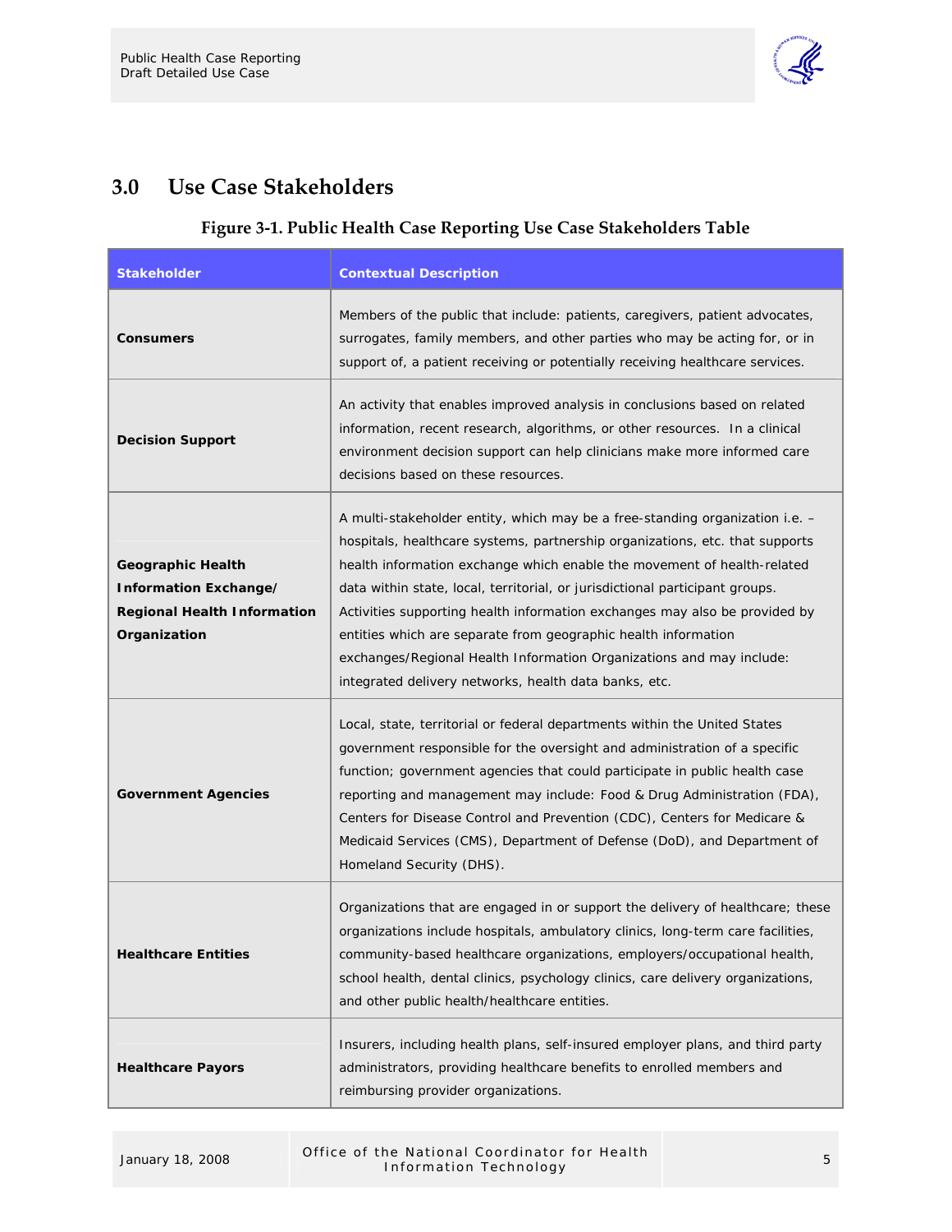## 3.0 Use Case Stakeholders

**Figure 3-1. Public Health Case Reporting Use Case Stakeholders Table**

| Stakeholder | Contextual Description |
|---|---|
| **Consumers** | Members of the public that include: patients, caregivers, patient advocates, surrogates, family members, and other parties who may be acting for, or in support of, a patient receiving or potentially receiving healthcare services. |
| **Decision Support** | An activity that enables improved analysis in conclusions based on related information, recent research, algorithms, or other resources. In a clinical environment decision support can help clinicians make more informed care decisions based on these resources. |
| **Geographic Health Information Exchange/ Regional Health Information Organization** | A multi-stakeholder entity, which may be a free-standing organization i.e. – hospitals, healthcare systems, partnership organizations, etc. that supports health information exchange which enable the movement of health-related data within state, local, territorial, or jurisdictional participant groups. Activities supporting health information exchanges may also be provided by entities which are separate from geographic health information exchanges/Regional Health Information Organizations and may include: integrated delivery networks, health data banks, etc. |
| **Government Agencies** | Local, state, territorial or federal departments within the United States government responsible for the oversight and administration of a specific function; government agencies that could participate in public health case reporting and management may include: Food & Drug Administration (FDA), Centers for Disease Control and Prevention (CDC), Centers for Medicare & Medicaid Services (CMS), Department of Defense (DoD), and Department of Homeland Security (DHS). |
| **Healthcare Entities** | Organizations that are engaged in or support the delivery of healthcare; these organizations include hospitals, ambulatory clinics, long-term care facilities, community-based healthcare organizations, employers/occupational health, school health, dental clinics, psychology clinics, care delivery organizations, and other public health/healthcare entities. |
| **Healthcare Payors** | Insurers, including health plans, self-insured employer plans, and third party administrators, providing healthcare benefits to enrolled members and reimbursing provider organizations. |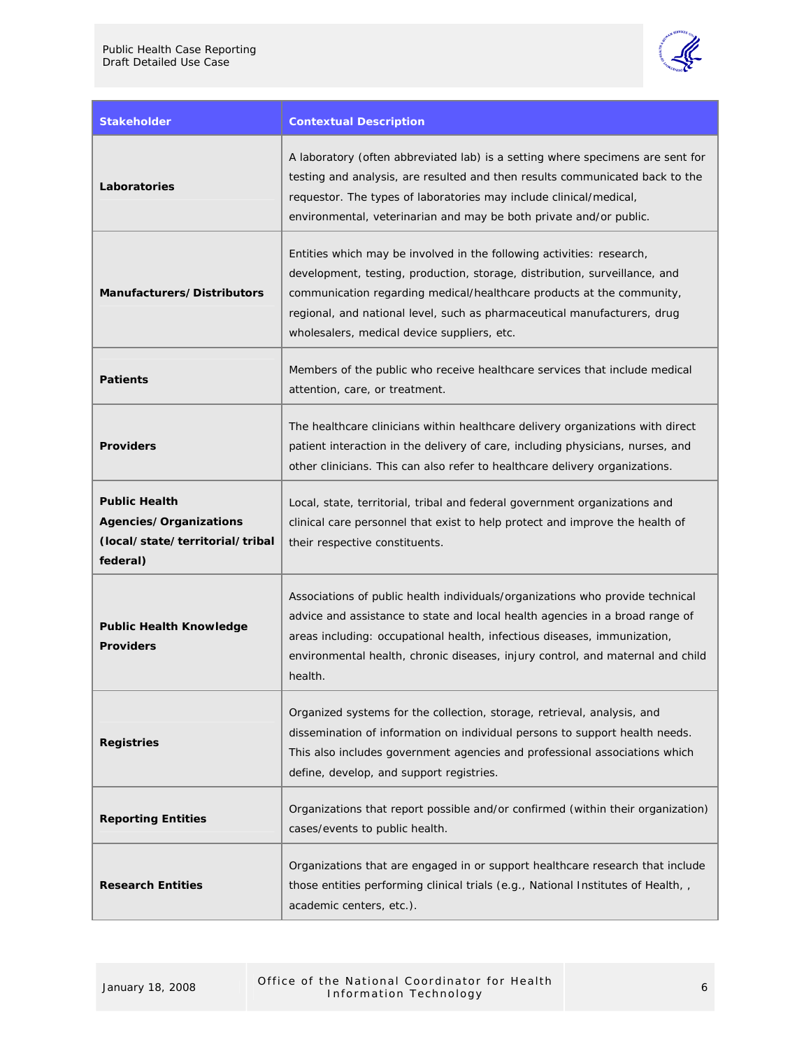| Stakeholder | Contextual Description |
|---|---|
| **Laboratories** | A laboratory (often abbreviated lab) is a setting where specimens are sent for testing and analysis, are resulted and then results communicated back to the requestor. The types of laboratories may include clinical/medical, environmental, veterinarian and may be both private and/or public. |
| **Manufacturers/Distributors** | Entities which may be involved in the following activities: research, development, testing, production, storage, distribution, surveillance, and communication regarding medical/healthcare products at the community, regional, and national level, such as pharmaceutical manufacturers, drug wholesalers, medical device suppliers, etc. |
| **Patients** | Members of the public who receive healthcare services that include medical attention, care, or treatment. |
| **Providers** | The healthcare clinicians within healthcare delivery organizations with direct patient interaction in the delivery of care, including physicians, nurses, and other clinicians. This can also refer to healthcare delivery organizations. |
| **Public Health Agencies/Organizations (local/state/territorial/tribal federal)** | Local, state, territorial, tribal and federal government organizations and clinical care personnel that exist to help protect and improve the health of their respective constituents. |
| **Public Health Knowledge Providers** | Associations of public health individuals/organizations who provide technical advice and assistance to state and local health agencies in a broad range of areas including: occupational health, infectious diseases, immunization, environmental health, chronic diseases, injury control, and maternal and child health. |
| **Registries** | Organized systems for the collection, storage, retrieval, analysis, and dissemination of information on individual persons to support health needs. This also includes government agencies and professional associations which define, develop, and support registries. |
| **Reporting Entities** | Organizations that report possible and/or confirmed (within their organization) cases/events to public health. |
| **Research Entities** | Organizations that are engaged in or support healthcare research that include those entities performing clinical trials (e.g., National Institutes of Health, , academic centers, etc.). |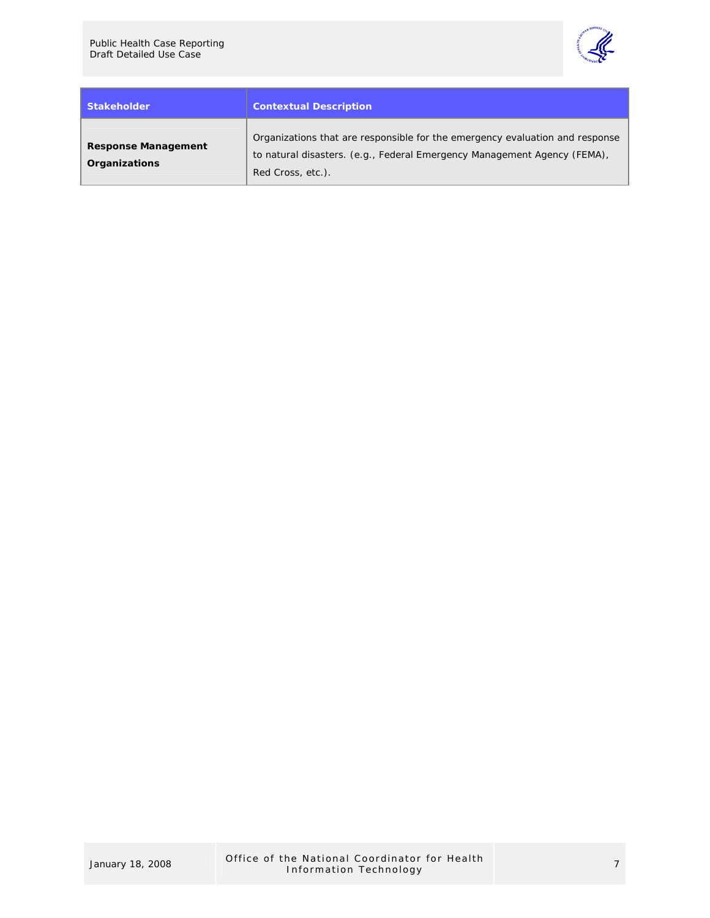| Stakeholder | Contextual Description |
| --- | --- |
| **Response Management Organizations** | Organizations that are responsible for the emergency evaluation and response to natural disasters. (e.g., Federal Emergency Management Agency (FEMA), Red Cross, etc.). |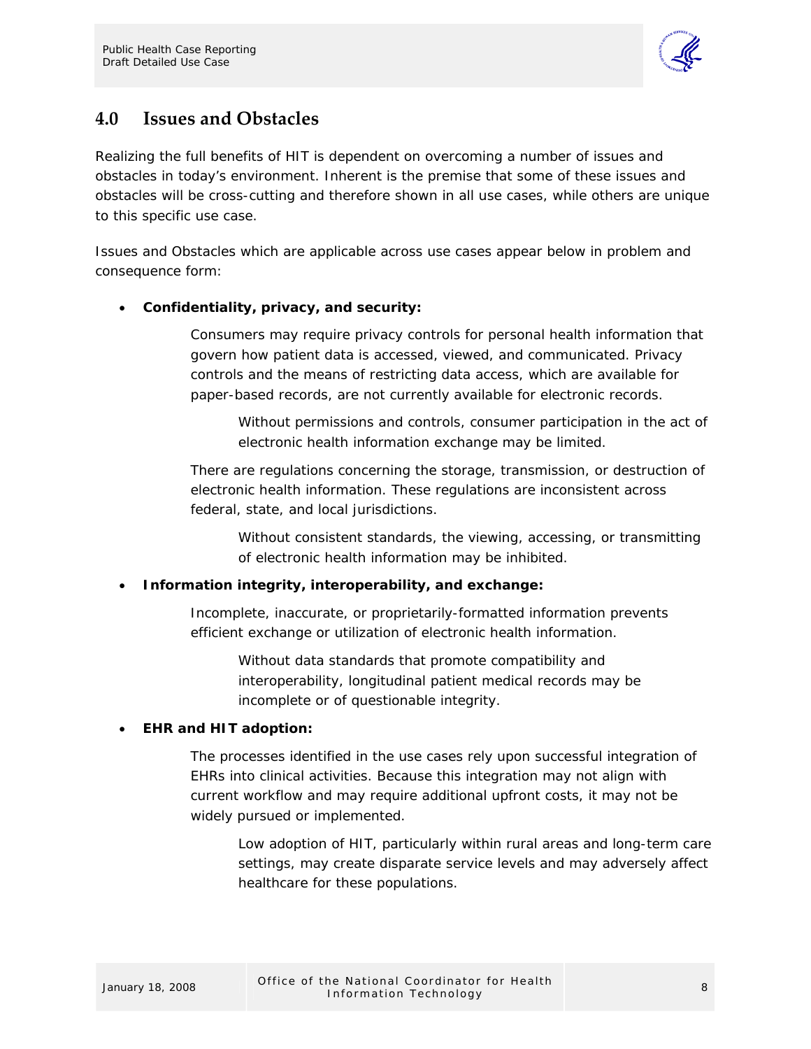## 4.0 Issues and Obstacles

Realizing the full benefits of HIT is dependent on overcoming a number of issues and obstacles in today's environment. Inherent is the premise that some of these issues and obstacles will be cross-cutting and therefore shown in all use cases, while others are unique to this specific use case.

Issues and Obstacles which are applicable across use cases appear below in problem and consequence form:

- **Confidentiality, privacy, and security:**

  Consumers may require privacy controls for personal health information that govern how patient data is accessed, viewed, and communicated. Privacy controls and the means of restricting data access, which are available for paper-based records, are not currently available for electronic records.

  > Without permissions and controls, consumer participation in the act of electronic health information exchange may be limited.

  There are regulations concerning the storage, transmission, or destruction of electronic health information. These regulations are inconsistent across federal, state, and local jurisdictions.

  > Without consistent standards, the viewing, accessing, or transmitting of electronic health information may be inhibited.

- **Information integrity, interoperability, and exchange:**

  Incomplete, inaccurate, or proprietarily-formatted information prevents efficient exchange or utilization of electronic health information.

  > Without data standards that promote compatibility and interoperability, longitudinal patient medical records may be incomplete or of questionable integrity.

- **EHR and HIT adoption:**

  The processes identified in the use cases rely upon successful integration of EHRs into clinical activities. Because this integration may not align with current workflow and may require additional upfront costs, it may not be widely pursued or implemented.

  > Low adoption of HIT, particularly within rural areas and long-term care settings, may create disparate service levels and may adversely affect healthcare for these populations.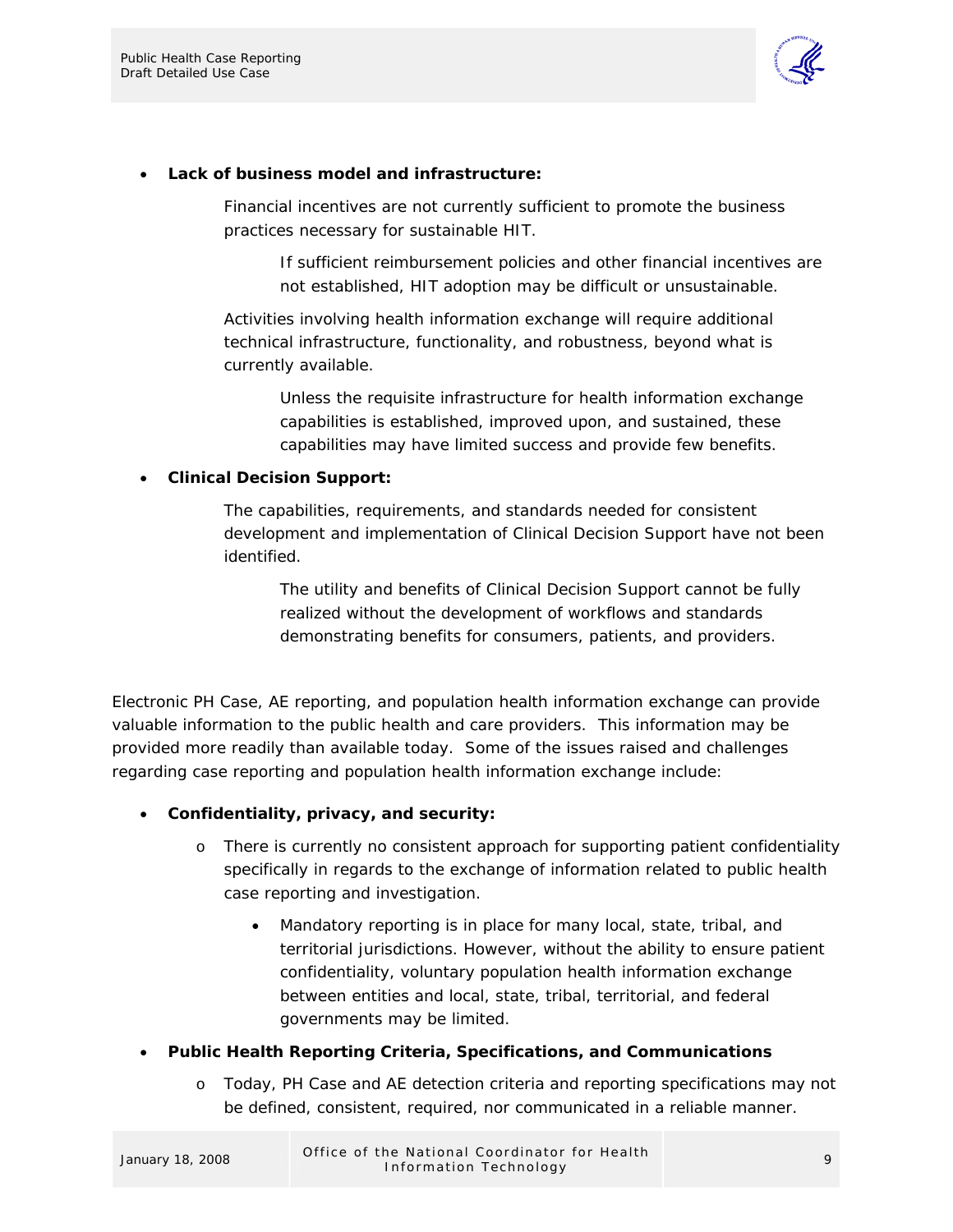- **Lack of business model and infrastructure:**

  Financial incentives are not currently sufficient to promote the business practices necessary for sustainable HIT.

  If sufficient reimbursement policies and other financial incentives are not established, HIT adoption may be difficult or unsustainable.

  Activities involving health information exchange will require additional technical infrastructure, functionality, and robustness, beyond what is currently available.

  Unless the requisite infrastructure for health information exchange capabilities is established, improved upon, and sustained, these capabilities may have limited success and provide few benefits.

- **Clinical Decision Support:**

  The capabilities, requirements, and standards needed for consistent development and implementation of Clinical Decision Support have not been identified.

  The utility and benefits of Clinical Decision Support cannot be fully realized without the development of workflows and standards demonstrating benefits for consumers, patients, and providers.

Electronic PH Case, AE reporting, and population health information exchange can provide valuable information to the public health and care providers. This information may be provided more readily than available today. Some of the issues raised and challenges regarding case reporting and population health information exchange include:

- **Confidentiality, privacy, and security:**
  - There is currently no consistent approach for supporting patient confidentiality specifically in regards to the exchange of information related to public health case reporting and investigation.
    - Mandatory reporting is in place for many local, state, tribal, and territorial jurisdictions. However, without the ability to ensure patient confidentiality, voluntary population health information exchange between entities and local, state, tribal, territorial, and federal governments may be limited.
- **Public Health Reporting Criteria, Specifications, and Communications**
  - Today, PH Case and AE detection criteria and reporting specifications may not be defined, consistent, required, nor communicated in a reliable manner.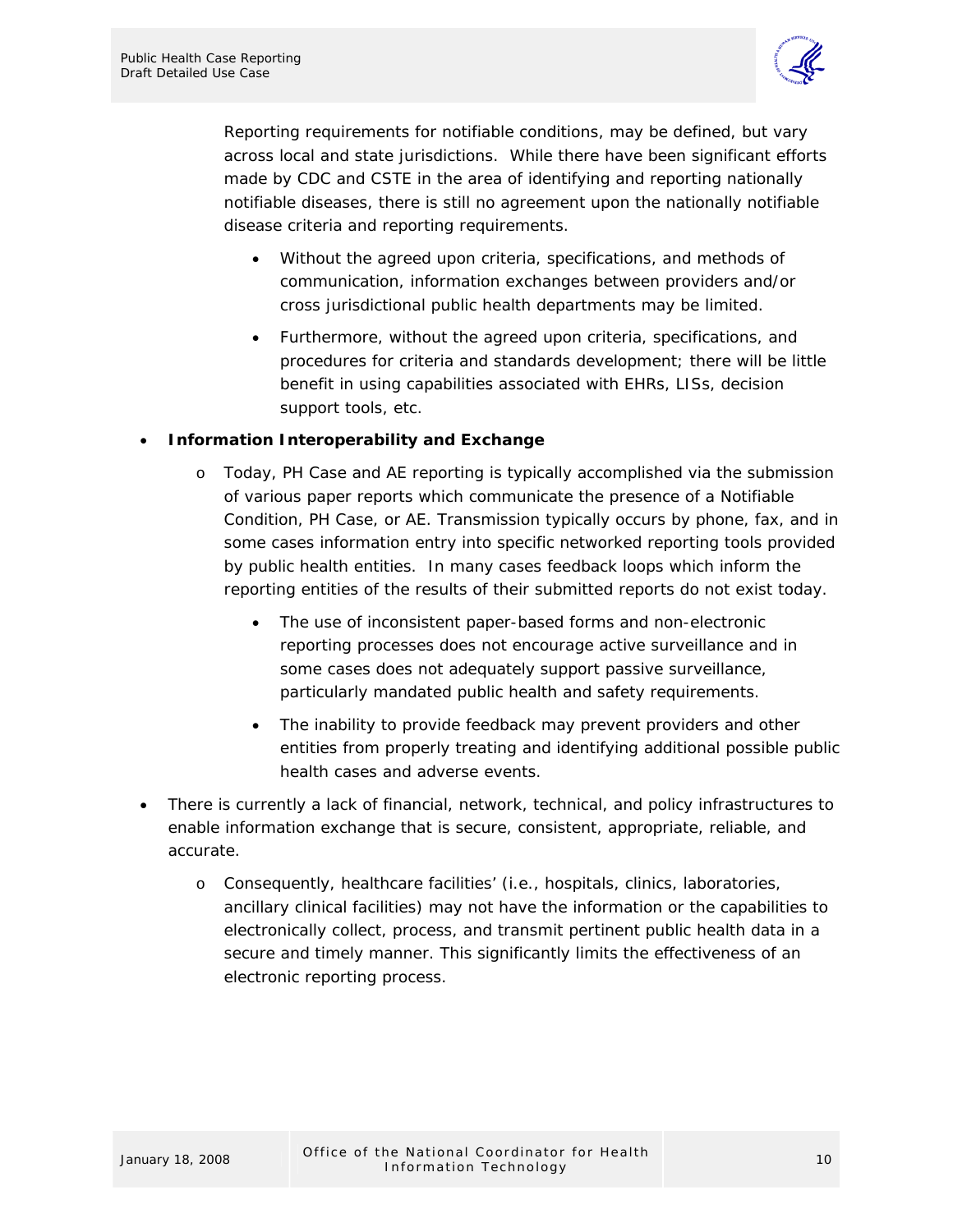Reporting requirements for notifiable conditions, may be defined, but vary across local and state jurisdictions. While there have been significant efforts made by CDC and CSTE in the area of identifying and reporting nationally notifiable diseases, there is still no agreement upon the nationally notifiable disease criteria and reporting requirements.

  - Without the agreed upon criteria, specifications, and methods of communication, information exchanges between providers and/or cross jurisdictional public health departments may be limited.
  - Furthermore, without the agreed upon criteria, specifications, and procedures for criteria and standards development; there will be little benefit in using capabilities associated with EHRs, LISs, decision support tools, etc.

- **Information Interoperability and Exchange**
  - Today, PH Case and AE reporting is typically accomplished via the submission of various paper reports which communicate the presence of a Notifiable Condition, PH Case, or AE. Transmission typically occurs by phone, fax, and in some cases information entry into specific networked reporting tools provided by public health entities. In many cases feedback loops which inform the reporting entities of the results of their submitted reports do not exist today.
    - The use of inconsistent paper-based forms and non-electronic reporting processes does not encourage active surveillance and in some cases does not adequately support passive surveillance, particularly mandated public health and safety requirements.
    - The inability to provide feedback may prevent providers and other entities from properly treating and identifying additional possible public health cases and adverse events.
- There is currently a lack of financial, network, technical, and policy infrastructures to enable information exchange that is secure, consistent, appropriate, reliable, and accurate.
  - Consequently, healthcare facilities' (i.e., hospitals, clinics, laboratories, ancillary clinical facilities) may not have the information or the capabilities to electronically collect, process, and transmit pertinent public health data in a secure and timely manner. This significantly limits the effectiveness of an electronic reporting process.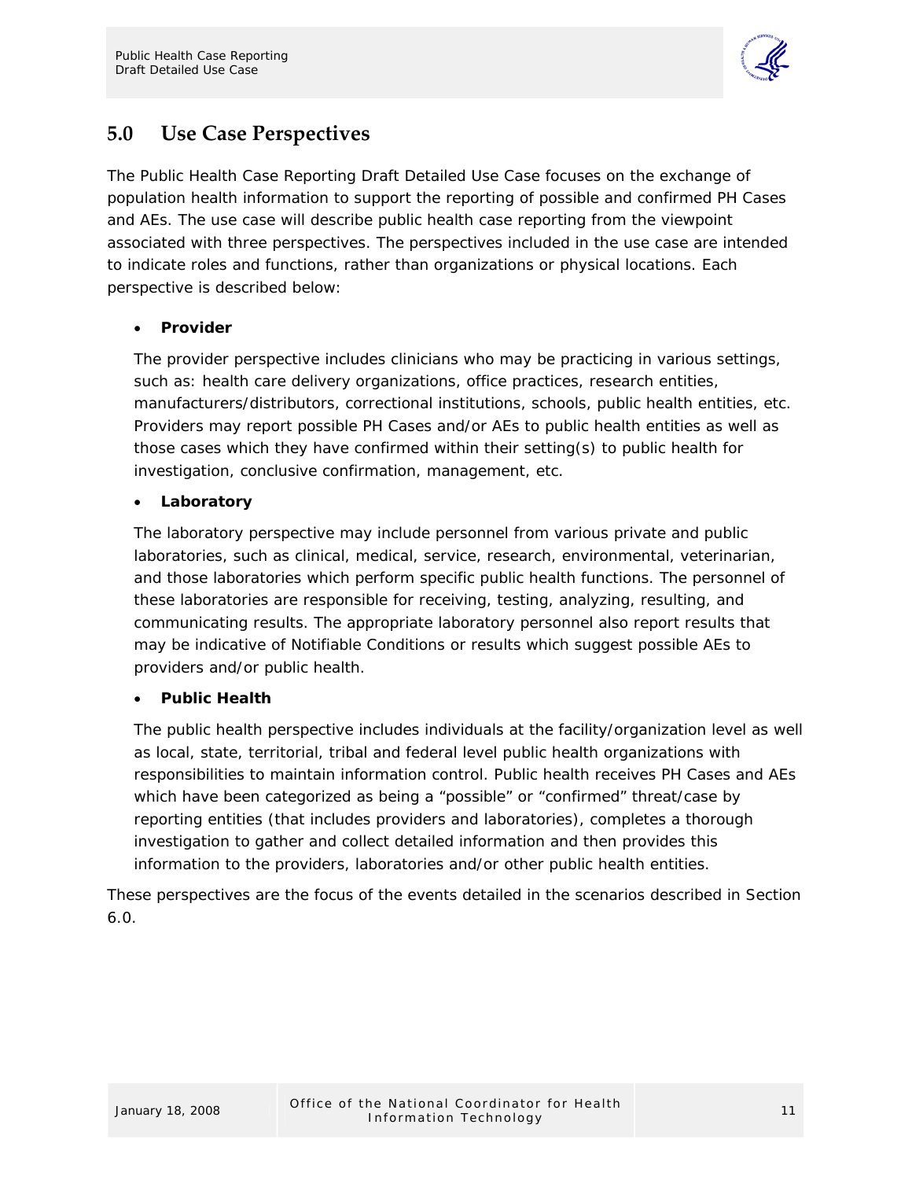## 5.0 Use Case Perspectives

The Public Health Case Reporting Draft Detailed Use Case focuses on the exchange of population health information to support the reporting of possible and confirmed PH Cases and AEs. The use case will describe public health case reporting from the viewpoint associated with three perspectives. The perspectives included in the use case are intended to indicate roles and functions, rather than organizations or physical locations. Each perspective is described below:

- **Provider**

  The provider perspective includes clinicians who may be practicing in various settings, such as: health care delivery organizations, office practices, research entities, manufacturers/distributors, correctional institutions, schools, public health entities, etc. Providers may report possible PH Cases and/or AEs to public health entities as well as those cases which they have confirmed within their setting(s) to public health for investigation, conclusive confirmation, management, etc.

- **Laboratory**

  The laboratory perspective may include personnel from various private and public laboratories, such as clinical, medical, service, research, environmental, veterinarian, and those laboratories which perform specific public health functions. The personnel of these laboratories are responsible for receiving, testing, analyzing, resulting, and communicating results. The appropriate laboratory personnel also report results that may be indicative of Notifiable Conditions or results which suggest possible AEs to providers and/or public health.

- **Public Health**

  The public health perspective includes individuals at the facility/organization level as well as local, state, territorial, tribal and federal level public health organizations with responsibilities to maintain information control. Public health receives PH Cases and AEs which have been categorized as being a "possible" or "confirmed" threat/case by reporting entities (that includes providers and laboratories), completes a thorough investigation to gather and collect detailed information and then provides this information to the providers, laboratories and/or other public health entities.

These perspectives are the focus of the events detailed in the scenarios described in Section 6.0.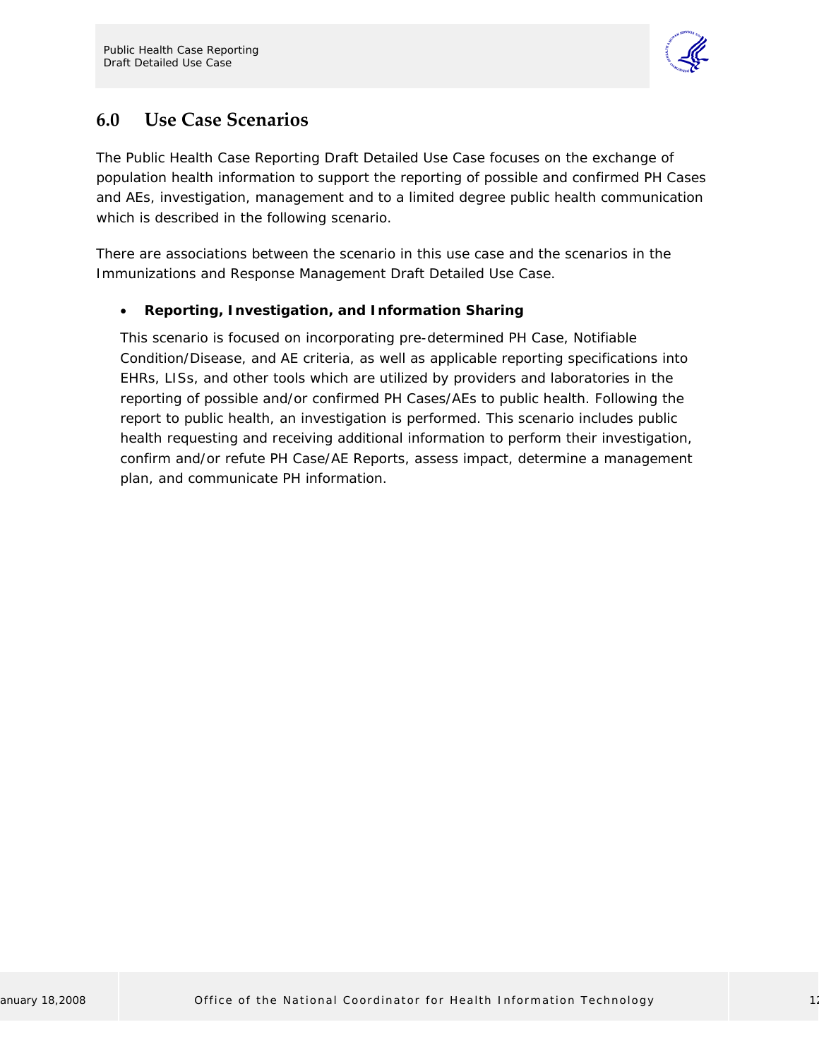## 6.0 Use Case Scenarios

The Public Health Case Reporting Draft Detailed Use Case focuses on the exchange of population health information to support the reporting of possible and confirmed PH Cases and AEs, investigation, management and to a limited degree public health communication which is described in the following scenario.

There are associations between the scenario in this use case and the scenarios in the Immunizations and Response Management Draft Detailed Use Case.

- **Reporting, Investigation, and Information Sharing**

  This scenario is focused on incorporating pre-determined PH Case, Notifiable Condition/Disease, and AE criteria, as well as applicable reporting specifications into EHRs, LISs, and other tools which are utilized by providers and laboratories in the reporting of possible and/or confirmed PH Cases/AEs to public health. Following the report to public health, an investigation is performed. This scenario includes public health requesting and receiving additional information to perform their investigation, confirm and/or refute PH Case/AE Reports, assess impact, determine a management plan, and communicate PH information.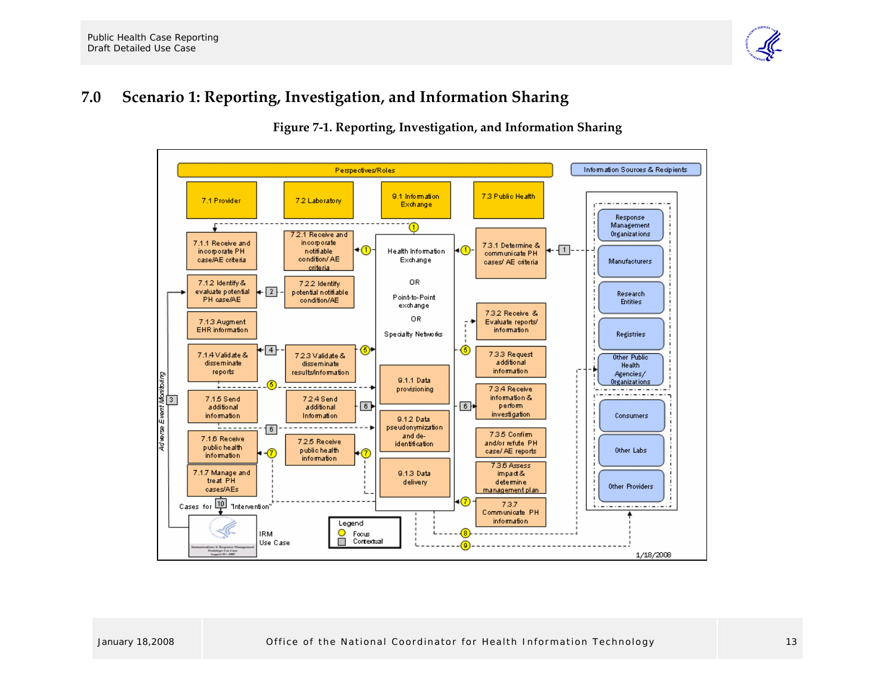# 7.0 Scenario 1: Reporting, Investigation, and Information Sharing

**Figure 7-1. Reporting, Investigation, and Information Sharing**

Perspectives/Roles

- **7.1 Provider**
  - 7.1.1 Receive and incorporate PH case/AE criteria
  - 7.1.2 Identify & evaluate potential PH case/AE
  - 7.1.3 Augment EHR information
  - 7.1.4 Validate & disseminate reports
  - 7.1.5 Send additional information
  - 7.1.6 Receive public health information
  - 7.1.7 Manage and treat PH cases/AEs
- **7.2 Laboratory**
  - 7.2.1 Receive and incorporate notifiable condition/ AE criteria
  - 7.2.2 Identify potential notifiable condition/AE
  - 7.2.3 Validate & disseminate results/information
  - 7.2.4 Send additional Information
  - 7.2.5 Receive public health information
- **9.1 Information Exchange**
  - Health Information Exchange OR Point-to-Point exchange OR Specialty Networks
  - 9.1.1 Data provisioning
  - 9.1.2 Data pseudonymization and de-identification
  - 9.1.3 Data delivery
- **7.3 Public Health**
  - 7.3.1 Determine & communicate PH cases/ AE criteria
  - 7.3.2 Receive & Evaluate reports/ information
  - 7.3.3 Request additional information
  - 7.3.4 Receive information & perform investigation
  - 7.3.5 Confirm and/or refute PH case/ AE reports
  - 7.3.6 Assess impact & determine management plan
  - 7.3.7 Communicate PH information

Information Sources & Recipients

- Response Management Organizations
- Manufacturers
- Research Entities
- Registries
- Other Public Health Agencies/ Organizations
- Consumers
- Other Labs
- Other Providers

Adverse Event Monitoring

Cases for "Intervention"

IRM Use Case

Legend: Focus; Contextual

1/18/2008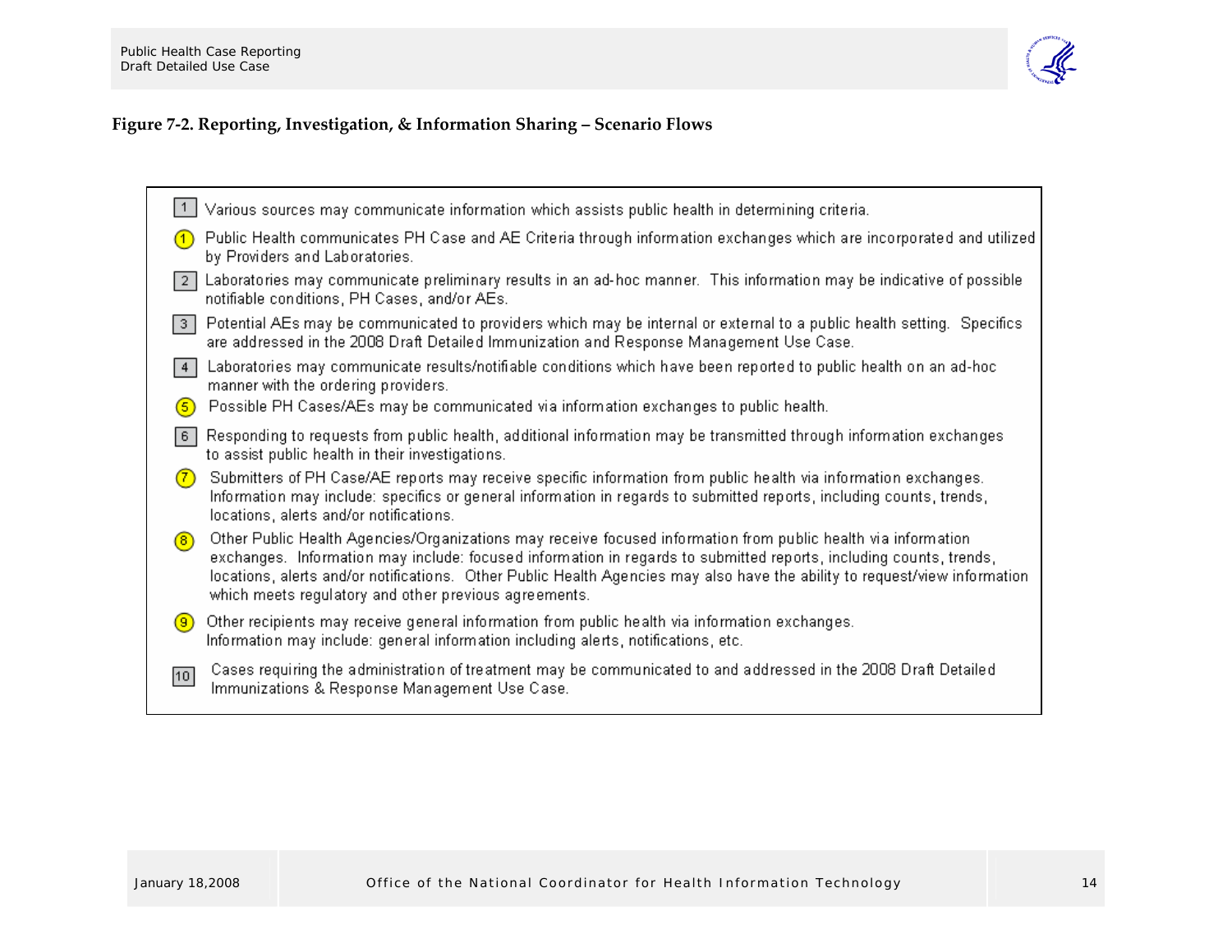**Figure 7-2. Reporting, Investigation, & Information Sharing – Scenario Flows**

- [1] Various sources may communicate information which assists public health in determining criteria.
- (1) Public Health communicates PH Case and AE Criteria through information exchanges which are incorporated and utilized by Providers and Laboratories.
- [2] Laboratories may communicate preliminary results in an ad-hoc manner. This information may be indicative of possible notifiable conditions, PH Cases, and/or AEs.
- [3] Potential AEs may be communicated to providers which may be internal or external to a public health setting. Specifics are addressed in the 2008 Draft Detailed Immunization and Response Management Use Case.
- [4] Laboratories may communicate results/notifiable conditions which have been reported to public health on an ad-hoc manner with the ordering providers.
- (5) Possible PH Cases/AEs may be communicated via information exchanges to public health.
- [6] Responding to requests from public health, additional information may be transmitted through information exchanges to assist public health in their investigations.
- (7) Submitters of PH Case/AE reports may receive specific information from public health via information exchanges. Information may include: specifics or general information in regards to submitted reports, including counts, trends, locations, alerts and/or notifications.
- (8) Other Public Health Agencies/Organizations may receive focused information from public health via information exchanges. Information may include: focused information in regards to submitted reports, including counts, trends, locations, alerts and/or notifications. Other Public Health Agencies may also have the ability to request/view information which meets regulatory and other previous agreements.
- (9) Other recipients may receive general information from public health via information exchanges. Information may include: general information including alerts, notifications, etc.
- [10] Cases requiring the administration of treatment may be communicated to and addressed in the 2008 Draft Detailed Immunizations & Response Management Use Case.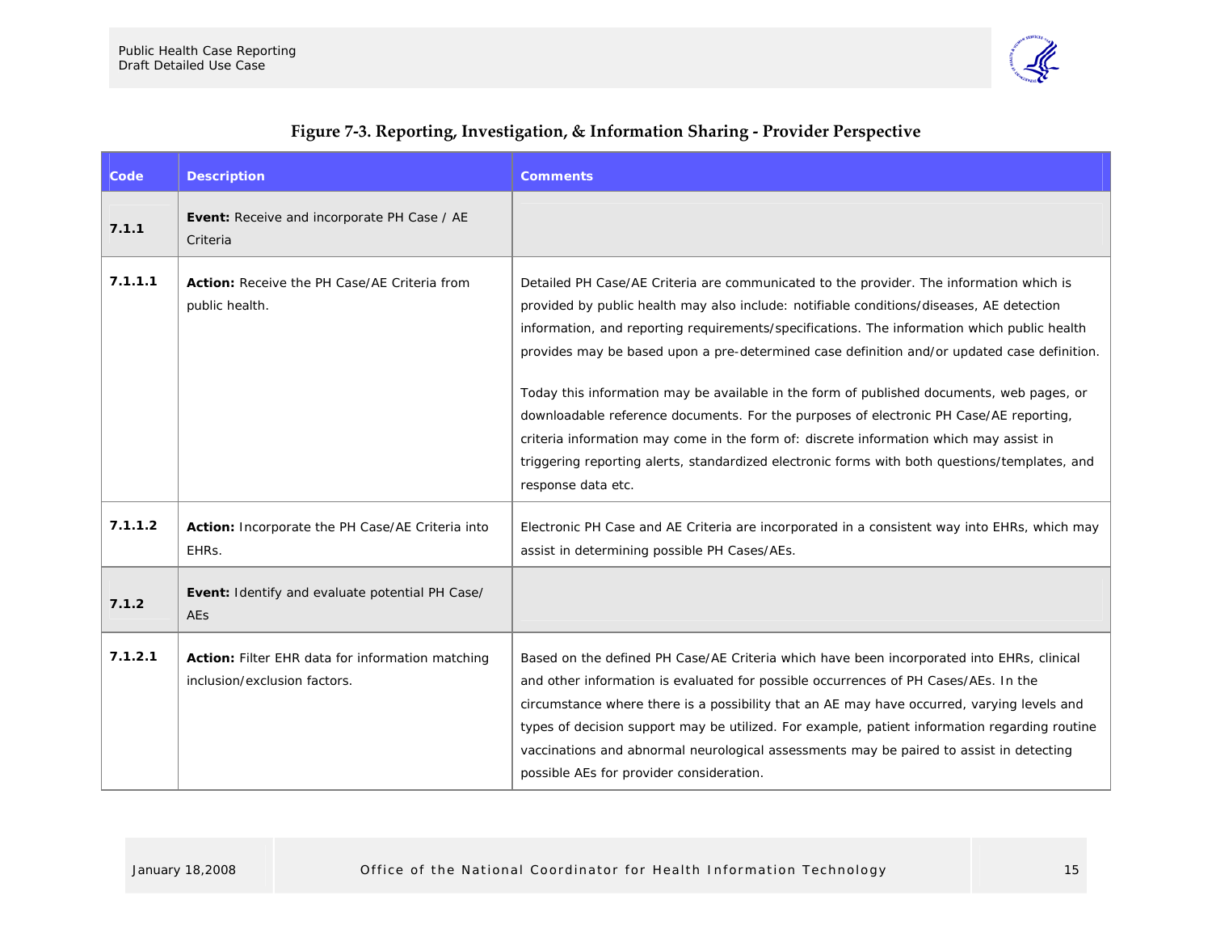**Figure 7-3. Reporting, Investigation, & Information Sharing - Provider Perspective**

| Code | Description | Comments |
|---|---|---|
| 7.1.1 | **Event:** Receive and incorporate PH Case / AE Criteria | |
| 7.1.1.1 | **Action:** Receive the PH Case/AE Criteria from public health. | Detailed PH Case/AE Criteria are communicated to the provider. The information which is provided by public health may also include: notifiable conditions/diseases, AE detection information, and reporting requirements/specifications. The information which public health provides may be based upon a pre-determined case definition and/or updated case definition.<br><br>Today this information may be available in the form of published documents, web pages, or downloadable reference documents. For the purposes of electronic PH Case/AE reporting, criteria information may come in the form of: discrete information which may assist in triggering reporting alerts, standardized electronic forms with both questions/templates, and response data etc. |
| 7.1.1.2 | **Action:** Incorporate the PH Case/AE Criteria into EHRs. | Electronic PH Case and AE Criteria are incorporated in a consistent way into EHRs, which may assist in determining possible PH Cases/AEs. |
| 7.1.2 | **Event:** Identify and evaluate potential PH Case/ AEs | |
| 7.1.2.1 | **Action:** Filter EHR data for information matching inclusion/exclusion factors. | Based on the defined PH Case/AE Criteria which have been incorporated into EHRs, clinical and other information is evaluated for possible occurrences of PH Cases/AEs. In the circumstance where there is a possibility that an AE may have occurred, varying levels and types of decision support may be utilized. For example, patient information regarding routine vaccinations and abnormal neurological assessments may be paired to assist in detecting possible AEs for provider consideration. |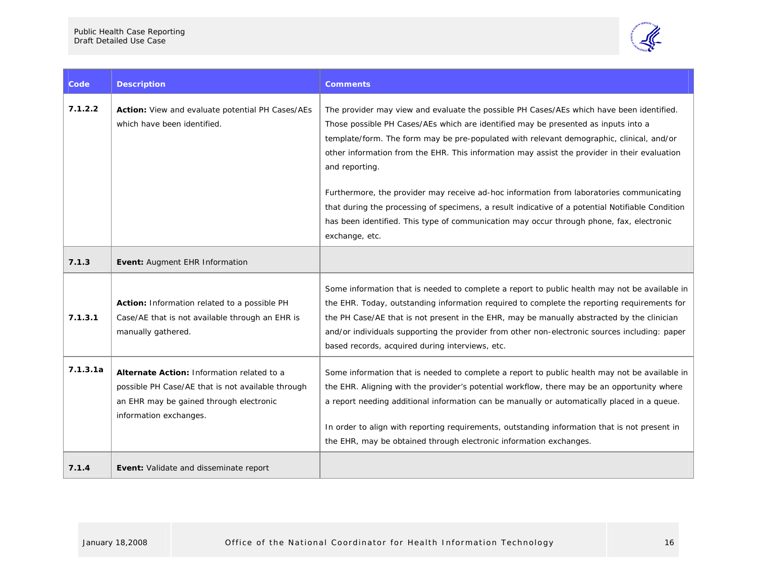| Code | Description | Comments |
| --- | --- | --- |
| 7.1.2.2 | **Action:** View and evaluate potential PH Cases/AEs which have been identified. | The provider may view and evaluate the possible PH Cases/AEs which have been identified. Those possible PH Cases/AEs which are identified may be presented as inputs into a template/form. The form may be pre-populated with relevant demographic, clinical, and/or other information from the EHR. This information may assist the provider in their evaluation and reporting.<br><br>Furthermore, the provider may receive ad-hoc information from laboratories communicating that during the processing of specimens, a result indicative of a potential Notifiable Condition has been identified. This type of communication may occur through phone, fax, electronic exchange, etc. |
| **7.1.3** | **Event:** Augment EHR Information | |
| **7.1.3.1** | **Action:** Information related to a possible PH Case/AE that is not available through an EHR is manually gathered. | Some information that is needed to complete a report to public health may not be available in the EHR. Today, outstanding information required to complete the reporting requirements for the PH Case/AE that is not present in the EHR, may be manually abstracted by the clinician and/or individuals supporting the provider from other non-electronic sources including: paper based records, acquired during interviews, etc. |
| **7.1.3.1a** | **Alternate Action:** Information related to a possible PH Case/AE that is not available through an EHR may be gained through electronic information exchanges. | Some information that is needed to complete a report to public health may not be available in the EHR. Aligning with the provider's potential workflow, there may be an opportunity where a report needing additional information can be manually or automatically placed in a queue.<br><br>In order to align with reporting requirements, outstanding information that is not present in the EHR, may be obtained through electronic information exchanges. |
| **7.1.4** | **Event:** Validate and disseminate report | |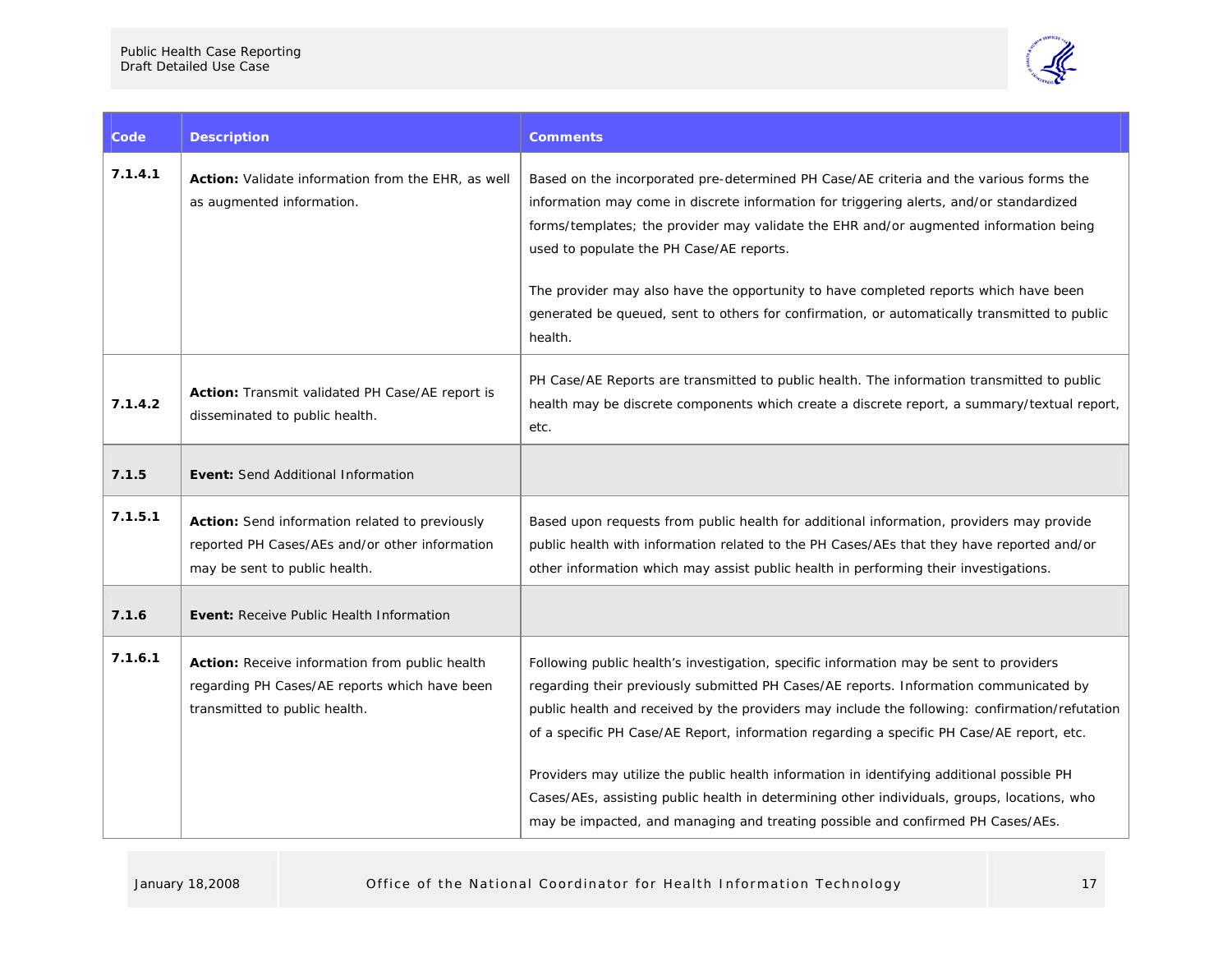| Code | Description | Comments |
|---|---|---|
| 7.1.4.1 | **Action:** Validate information from the EHR, as well as augmented information. | Based on the incorporated pre-determined PH Case/AE criteria and the various forms the information may come in discrete information for triggering alerts, and/or standardized forms/templates; the provider may validate the EHR and/or augmented information being used to populate the PH Case/AE reports.<br><br>The provider may also have the opportunity to have completed reports which have been generated be queued, sent to others for confirmation, or automatically transmitted to public health. |
| 7.1.4.2 | **Action:** Transmit validated PH Case/AE report is disseminated to public health. | PH Case/AE Reports are transmitted to public health. The information transmitted to public health may be discrete components which create a discrete report, a summary/textual report, etc. |
| 7.1.5 | **Event:** Send Additional Information | |
| 7.1.5.1 | **Action:** Send information related to previously reported PH Cases/AEs and/or other information may be sent to public health. | Based upon requests from public health for additional information, providers may provide public health with information related to the PH Cases/AEs that they have reported and/or other information which may assist public health in performing their investigations. |
| 7.1.6 | **Event:** Receive Public Health Information | |
| 7.1.6.1 | **Action:** Receive information from public health regarding PH Cases/AE reports which have been transmitted to public health. | Following public health's investigation, specific information may be sent to providers regarding their previously submitted PH Cases/AE reports. Information communicated by public health and received by the providers may include the following: confirmation/refutation of a specific PH Case/AE Report, information regarding a specific PH Case/AE report, etc.<br><br>Providers may utilize the public health information in identifying additional possible PH Cases/AEs, assisting public health in determining other individuals, groups, locations, who may be impacted, and managing and treating possible and confirmed PH Cases/AEs. |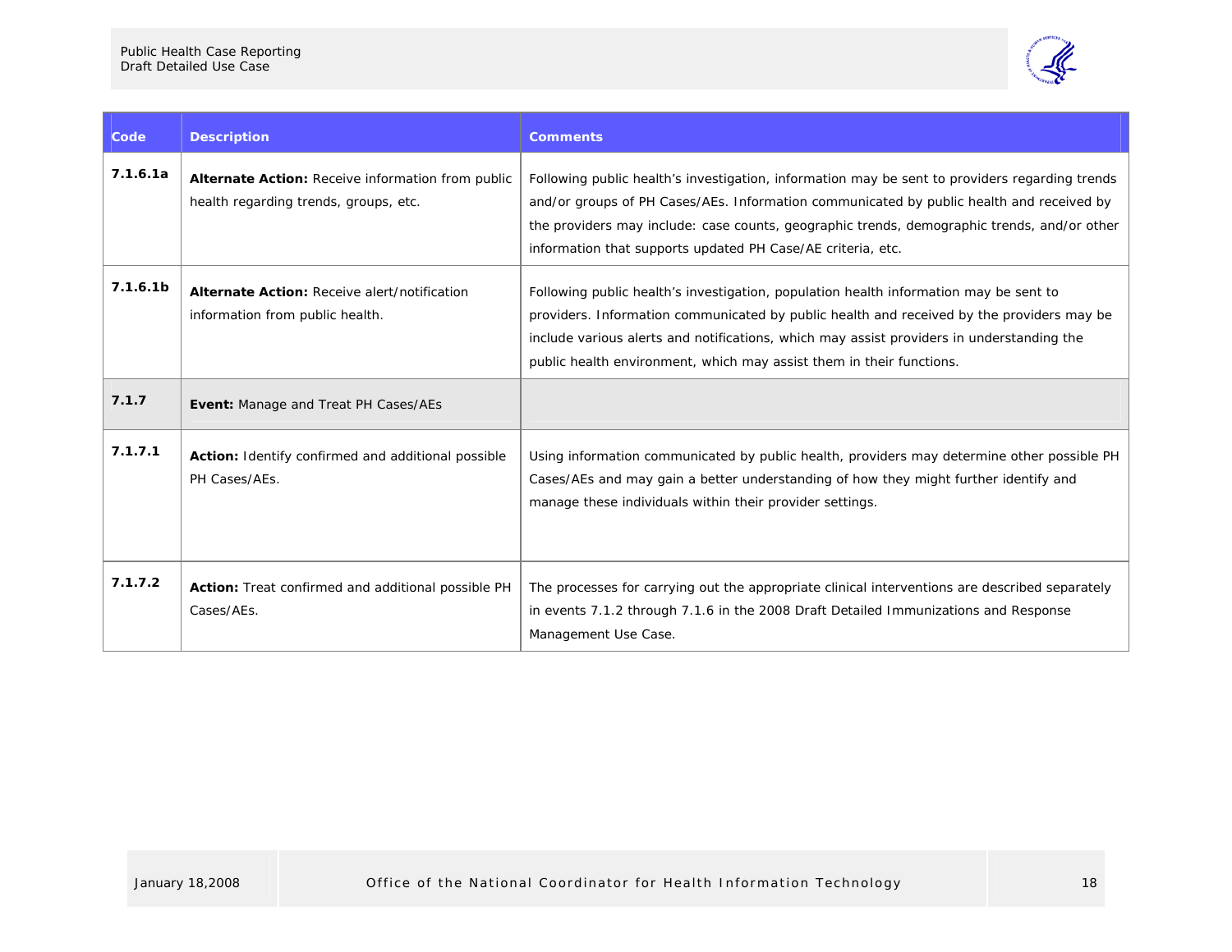| Code | Description | Comments |
|---|---|---|
| **7.1.6.1a** | **Alternate Action:** Receive information from public health regarding trends, groups, etc. | Following public health's investigation, information may be sent to providers regarding trends and/or groups of PH Cases/AEs. Information communicated by public health and received by the providers may include: case counts, geographic trends, demographic trends, and/or other information that supports updated PH Case/AE criteria, etc. |
| **7.1.6.1b** | **Alternate Action:** Receive alert/notification information from public health. | Following public health's investigation, population health information may be sent to providers. Information communicated by public health and received by the providers may be include various alerts and notifications, which may assist providers in understanding the public health environment, which may assist them in their functions. |
| **7.1.7** | **Event:** Manage and Treat PH Cases/AEs | |
| **7.1.7.1** | **Action:** Identify confirmed and additional possible PH Cases/AEs. | Using information communicated by public health, providers may determine other possible PH Cases/AEs and may gain a better understanding of how they might further identify and manage these individuals within their provider settings. |
| **7.1.7.2** | **Action:** Treat confirmed and additional possible PH Cases/AEs. | The processes for carrying out the appropriate clinical interventions are described separately in events 7.1.2 through 7.1.6 in the 2008 Draft Detailed Immunizations and Response Management Use Case. |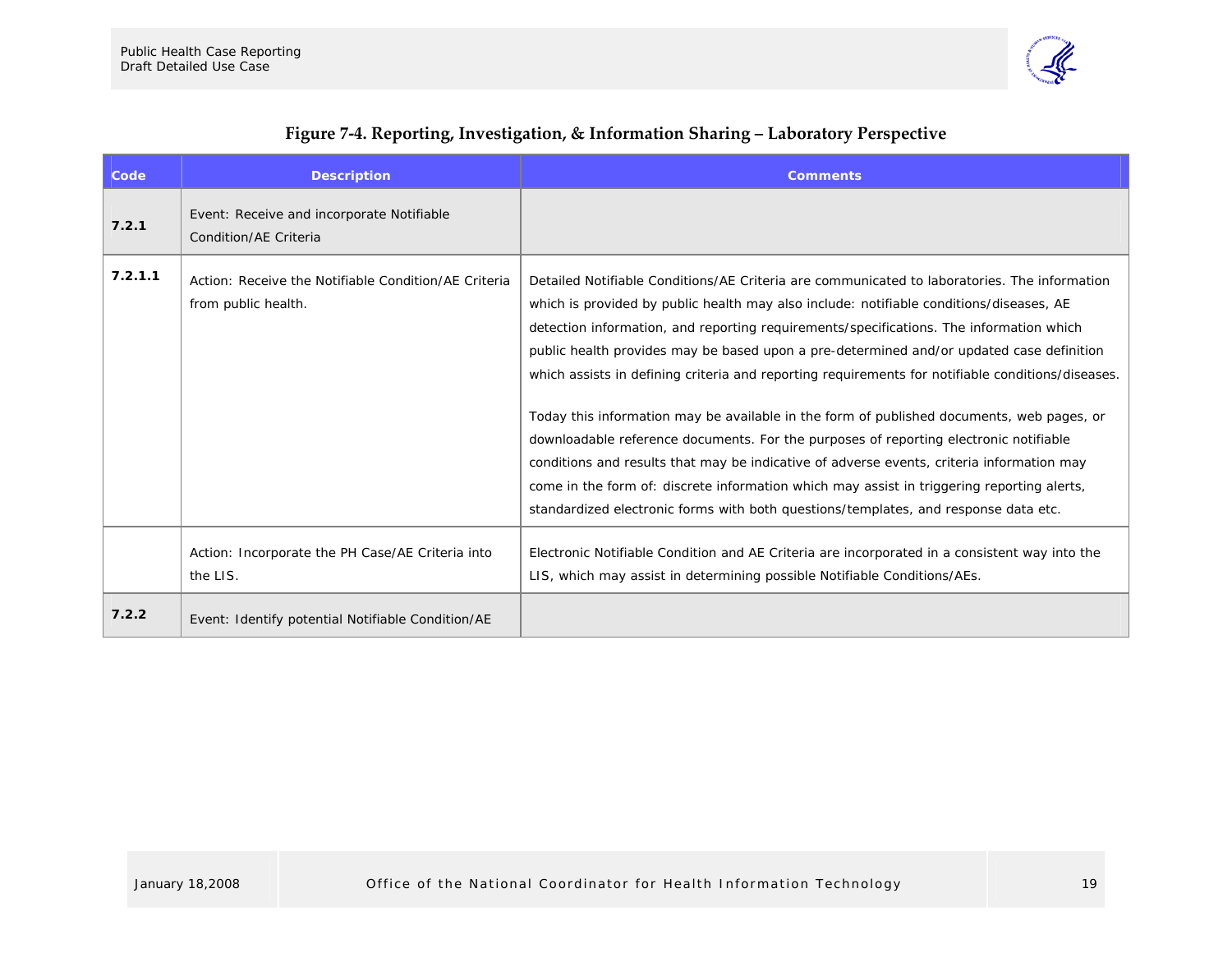**Figure 7-4. Reporting, Investigation, & Information Sharing – Laboratory Perspective**

| Code | Description | Comments |
|---|---|---|
| **7.2.1** | Event: Receive and incorporate Notifiable Condition/AE Criteria | |
| **7.2.1.1** | Action: Receive the Notifiable Condition/AE Criteria from public health. | Detailed Notifiable Conditions/AE Criteria are communicated to laboratories. The information which is provided by public health may also include: notifiable conditions/diseases, AE detection information, and reporting requirements/specifications. The information which public health provides may be based upon a pre-determined and/or updated case definition which assists in defining criteria and reporting requirements for notifiable conditions/diseases.<br><br>Today this information may be available in the form of published documents, web pages, or downloadable reference documents. For the purposes of reporting electronic notifiable conditions and results that may be indicative of adverse events, criteria information may come in the form of: discrete information which may assist in triggering reporting alerts, standardized electronic forms with both questions/templates, and response data etc. |
| | Action: Incorporate the PH Case/AE Criteria into the LIS. | Electronic Notifiable Condition and AE Criteria are incorporated in a consistent way into the LIS, which may assist in determining possible Notifiable Conditions/AEs. |
| **7.2.2** | Event: Identify potential Notifiable Condition/AE | |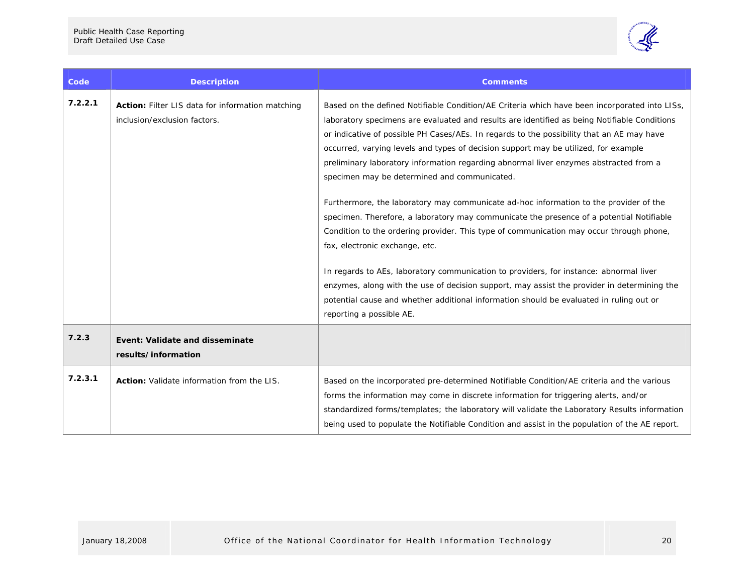| Code | Description | Comments |
| --- | --- | --- |
| 7.2.2.1 | **Action:** Filter LIS data for information matching inclusion/exclusion factors. | Based on the defined Notifiable Condition/AE Criteria which have been incorporated into LISs, laboratory specimens are evaluated and results are identified as being Notifiable Conditions or indicative of possible PH Cases/AEs. In regards to the possibility that an AE may have occurred, varying levels and types of decision support may be utilized, for example preliminary laboratory information regarding abnormal liver enzymes abstracted from a specimen may be determined and communicated.<br><br>Furthermore, the laboratory may communicate ad-hoc information to the provider of the specimen. Therefore, a laboratory may communicate the presence of a potential Notifiable Condition to the ordering provider. This type of communication may occur through phone, fax, electronic exchange, etc.<br><br>In regards to AEs, laboratory communication to providers, for instance: abnormal liver enzymes, along with the use of decision support, may assist the provider in determining the potential cause and whether additional information should be evaluated in ruling out or reporting a possible AE. |
| 7.2.3 | **Event: Validate and disseminate results/information** | |
| 7.2.3.1 | **Action:** Validate information from the LIS. | Based on the incorporated pre-determined Notifiable Condition/AE criteria and the various forms the information may come in discrete information for triggering alerts, and/or standardized forms/templates; the laboratory will validate the Laboratory Results information being used to populate the Notifiable Condition and assist in the population of the AE report. |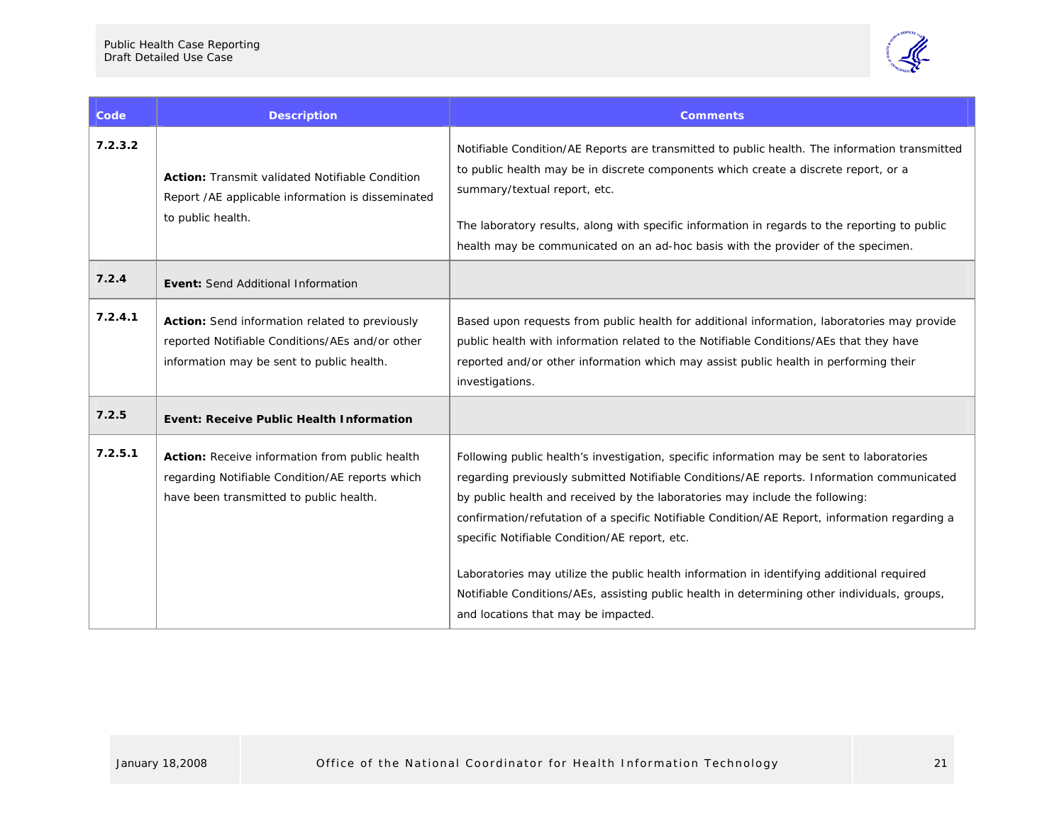| Code | Description | Comments |
|---|---|---|
| **7.2.3.2** | **Action:** Transmit validated Notifiable Condition Report /AE applicable information is disseminated to public health. | Notifiable Condition/AE Reports are transmitted to public health. The information transmitted to public health may be in discrete components which create a discrete report, or a summary/textual report, etc.<br><br>The laboratory results, along with specific information in regards to the reporting to public health may be communicated on an ad-hoc basis with the provider of the specimen. |
| **7.2.4** | **Event:** Send Additional Information | |
| **7.2.4.1** | **Action:** Send information related to previously reported Notifiable Conditions/AEs and/or other information may be sent to public health. | Based upon requests from public health for additional information, laboratories may provide public health with information related to the Notifiable Conditions/AEs that they have reported and/or other information which may assist public health in performing their investigations. |
| **7.2.5** | **Event: Receive Public Health Information** | |
| **7.2.5.1** | **Action:** Receive information from public health regarding Notifiable Condition/AE reports which have been transmitted to public health. | Following public health's investigation, specific information may be sent to laboratories regarding previously submitted Notifiable Conditions/AE reports. Information communicated by public health and received by the laboratories may include the following: confirmation/refutation of a specific Notifiable Condition/AE Report, information regarding a specific Notifiable Condition/AE report, etc.<br><br>Laboratories may utilize the public health information in identifying additional required Notifiable Conditions/AEs, assisting public health in determining other individuals, groups, and locations that may be impacted. |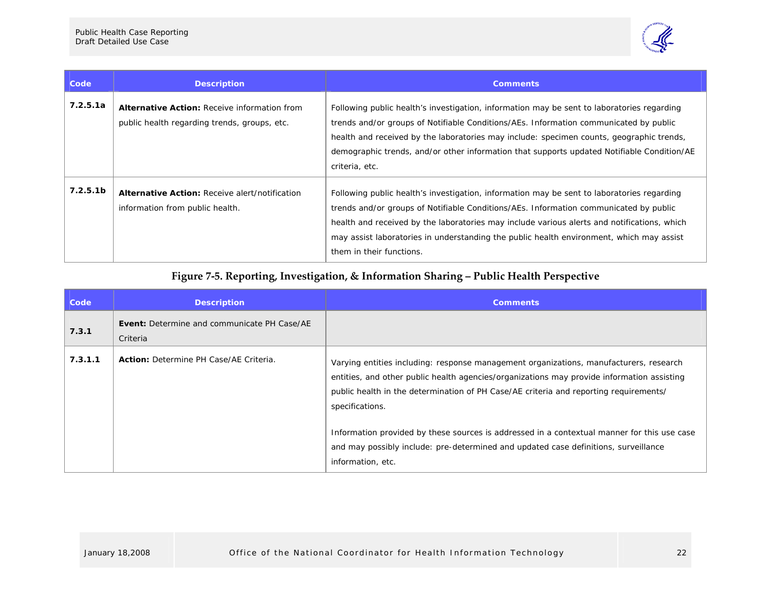| Code | Description | Comments |
|---|---|---|
| 7.2.5.1a | **Alternative Action:** Receive information from public health regarding trends, groups, etc. | Following public health's investigation, information may be sent to laboratories regarding trends and/or groups of Notifiable Conditions/AEs. Information communicated by public health and received by the laboratories may include: specimen counts, geographic trends, demographic trends, and/or other information that supports updated Notifiable Condition/AE criteria, etc. |
| 7.2.5.1b | **Alternative Action:** Receive alert/notification information from public health. | Following public health's investigation, information may be sent to laboratories regarding trends and/or groups of Notifiable Conditions/AEs. Information communicated by public health and received by the laboratories may include various alerts and notifications, which may assist laboratories in understanding the public health environment, which may assist them in their functions. |

**Figure 7-5. Reporting, Investigation, & Information Sharing – Public Health Perspective**

| Code | Description | Comments |
|---|---|---|
| 7.3.1 | **Event:** Determine and communicate PH Case/AE Criteria | |
| 7.3.1.1 | **Action:** Determine PH Case/AE Criteria. | Varying entities including: response management organizations, manufacturers, research entities, and other public health agencies/organizations may provide information assisting public health in the determination of PH Case/AE criteria and reporting requirements/ specifications.<br><br>Information provided by these sources is addressed in a contextual manner for this use case and may possibly include: pre-determined and updated case definitions, surveillance information, etc. |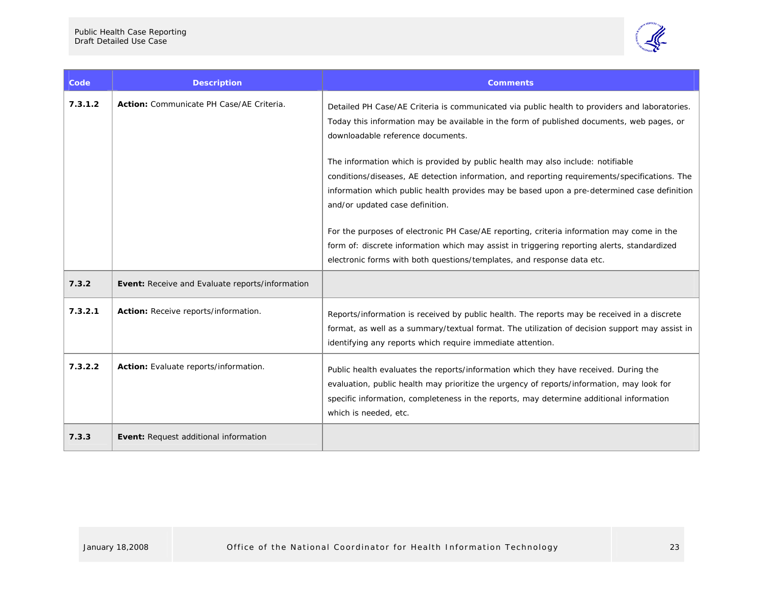| Code | Description | Comments |
| --- | --- | --- |
| **7.3.1.2** | **Action:** Communicate PH Case/AE Criteria. | Detailed PH Case/AE Criteria is communicated via public health to providers and laboratories. Today this information may be available in the form of published documents, web pages, or downloadable reference documents.<br><br>The information which is provided by public health may also include: notifiable conditions/diseases, AE detection information, and reporting requirements/specifications. The information which public health provides may be based upon a pre-determined case definition and/or updated case definition.<br><br>For the purposes of electronic PH Case/AE reporting, criteria information may come in the form of: discrete information which may assist in triggering reporting alerts, standardized electronic forms with both questions/templates, and response data etc. |
| **7.3.2** | **Event:** Receive and Evaluate reports/information | |
| **7.3.2.1** | **Action:** Receive reports/information. | Reports/information is received by public health. The reports may be received in a discrete format, as well as a summary/textual format. The utilization of decision support may assist in identifying any reports which require immediate attention. |
| **7.3.2.2** | **Action:** Evaluate reports/information. | Public health evaluates the reports/information which they have received. During the evaluation, public health may prioritize the urgency of reports/information, may look for specific information, completeness in the reports, may determine additional information which is needed, etc. |
| **7.3.3** | **Event:** Request additional information | |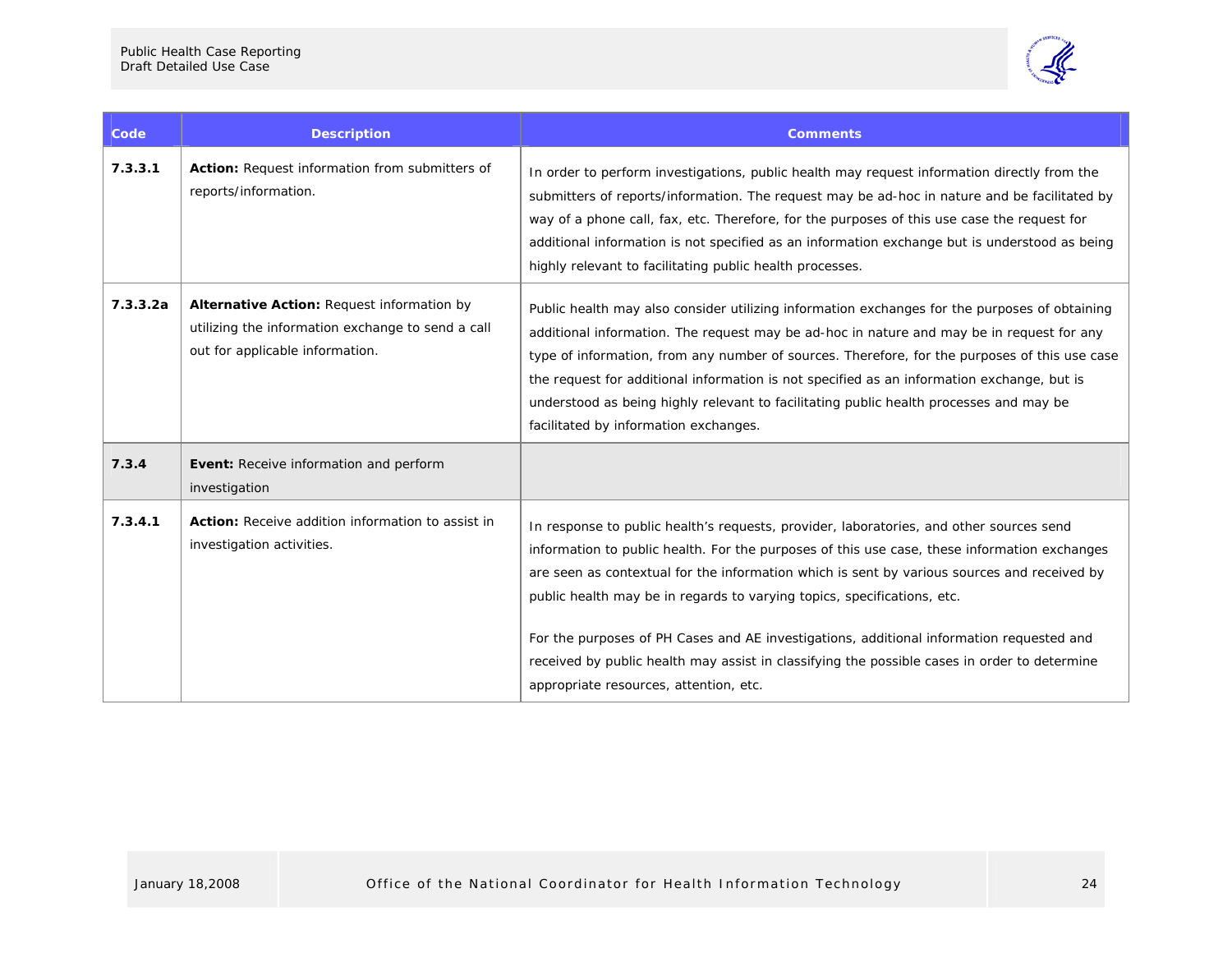| Code | Description | Comments |
|---|---|---|
| 7.3.3.1 | **Action:** Request information from submitters of reports/information. | In order to perform investigations, public health may request information directly from the submitters of reports/information. The request may be ad-hoc in nature and be facilitated by way of a phone call, fax, etc. Therefore, for the purposes of this use case the request for additional information is not specified as an information exchange but is understood as being highly relevant to facilitating public health processes. |
| 7.3.3.2a | **Alternative Action:** Request information by utilizing the information exchange to send a call out for applicable information. | Public health may also consider utilizing information exchanges for the purposes of obtaining additional information. The request may be ad-hoc in nature and may be in request for any type of information, from any number of sources. Therefore, for the purposes of this use case the request for additional information is not specified as an information exchange, but is understood as being highly relevant to facilitating public health processes and may be facilitated by information exchanges. |
| 7.3.4 | **Event:** Receive information and perform investigation | |
| 7.3.4.1 | **Action:** Receive addition information to assist in investigation activities. | In response to public health's requests, provider, laboratories, and other sources send information to public health. For the purposes of this use case, these information exchanges are seen as contextual for the information which is sent by various sources and received by public health may be in regards to varying topics, specifications, etc.<br><br>For the purposes of PH Cases and AE investigations, additional information requested and received by public health may assist in classifying the possible cases in order to determine appropriate resources, attention, etc. |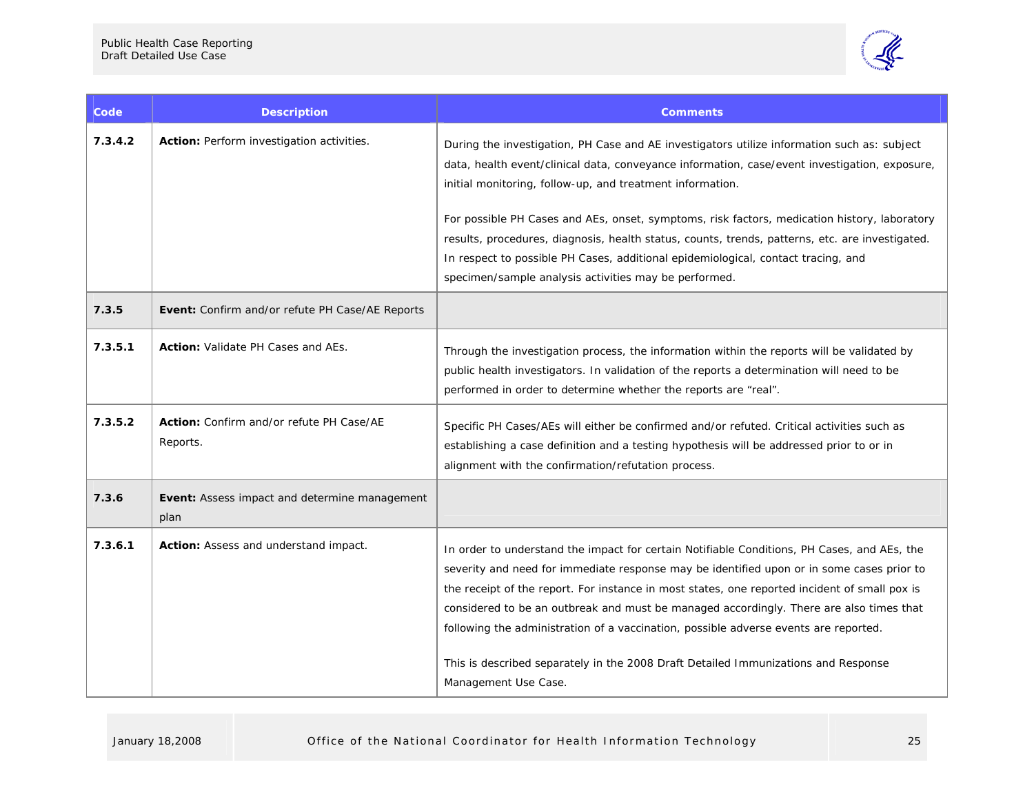| Code | Description | Comments |
|---|---|---|
| 7.3.4.2 | **Action:** Perform investigation activities. | During the investigation, PH Case and AE investigators utilize information such as: subject data, health event/clinical data, conveyance information, case/event investigation, exposure, initial monitoring, follow-up, and treatment information.<br><br>For possible PH Cases and AEs, onset, symptoms, risk factors, medication history, laboratory results, procedures, diagnosis, health status, counts, trends, patterns, etc. are investigated. In respect to possible PH Cases, additional epidemiological, contact tracing, and specimen/sample analysis activities may be performed. |
| **7.3.5** | **Event:** Confirm and/or refute PH Case/AE Reports | |
| 7.3.5.1 | **Action:** Validate PH Cases and AEs. | Through the investigation process, the information within the reports will be validated by public health investigators. In validation of the reports a determination will need to be performed in order to determine whether the reports are "real". |
| 7.3.5.2 | **Action:** Confirm and/or refute PH Case/AE Reports. | Specific PH Cases/AEs will either be confirmed and/or refuted. Critical activities such as establishing a case definition and a testing hypothesis will be addressed prior to or in alignment with the confirmation/refutation process. |
| **7.3.6** | **Event:** Assess impact and determine management plan | |
| 7.3.6.1 | **Action:** Assess and understand impact. | In order to understand the impact for certain Notifiable Conditions, PH Cases, and AEs, the severity and need for immediate response may be identified upon or in some cases prior to the receipt of the report. For instance in most states, one reported incident of small pox is considered to be an outbreak and must be managed accordingly. There are also times that following the administration of a vaccination, possible adverse events are reported.<br><br>This is described separately in the 2008 Draft Detailed Immunizations and Response Management Use Case. |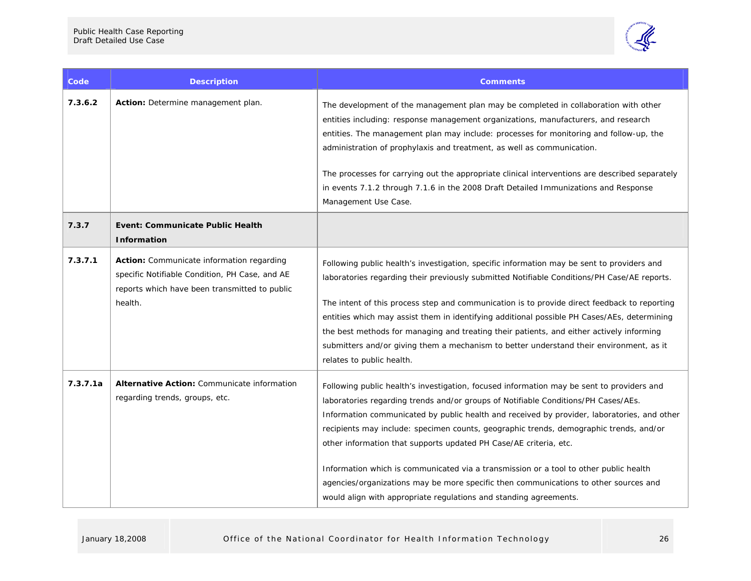| Code | Description | Comments |
|---|---|---|
| 7.3.6.2 | **Action:** Determine management plan. | The development of the management plan may be completed in collaboration with other entities including: response management organizations, manufacturers, and research entities. The management plan may include: processes for monitoring and follow-up, the administration of prophylaxis and treatment, as well as communication.<br><br>The processes for carrying out the appropriate clinical interventions are described separately in events 7.1.2 through 7.1.6 in the 2008 Draft Detailed Immunizations and Response Management Use Case. |
| **7.3.7** | **Event: Communicate Public Health Information** | |
| 7.3.7.1 | **Action:** Communicate information regarding specific Notifiable Condition, PH Case, and AE reports which have been transmitted to public health. | Following public health's investigation, specific information may be sent to providers and laboratories regarding their previously submitted Notifiable Conditions/PH Case/AE reports.<br><br>The intent of this process step and communication is to provide direct feedback to reporting entities which may assist them in identifying additional possible PH Cases/AEs, determining the best methods for managing and treating their patients, and either actively informing submitters and/or giving them a mechanism to better understand their environment, as it relates to public health. |
| 7.3.7.1a | **Alternative Action:** Communicate information regarding trends, groups, etc. | Following public health's investigation, focused information may be sent to providers and laboratories regarding trends and/or groups of Notifiable Conditions/PH Cases/AEs. Information communicated by public health and received by provider, laboratories, and other recipients may include: specimen counts, geographic trends, demographic trends, and/or other information that supports updated PH Case/AE criteria, etc.<br><br>Information which is communicated via a transmission or a tool to other public health agencies/organizations may be more specific then communications to other sources and would align with appropriate regulations and standing agreements. |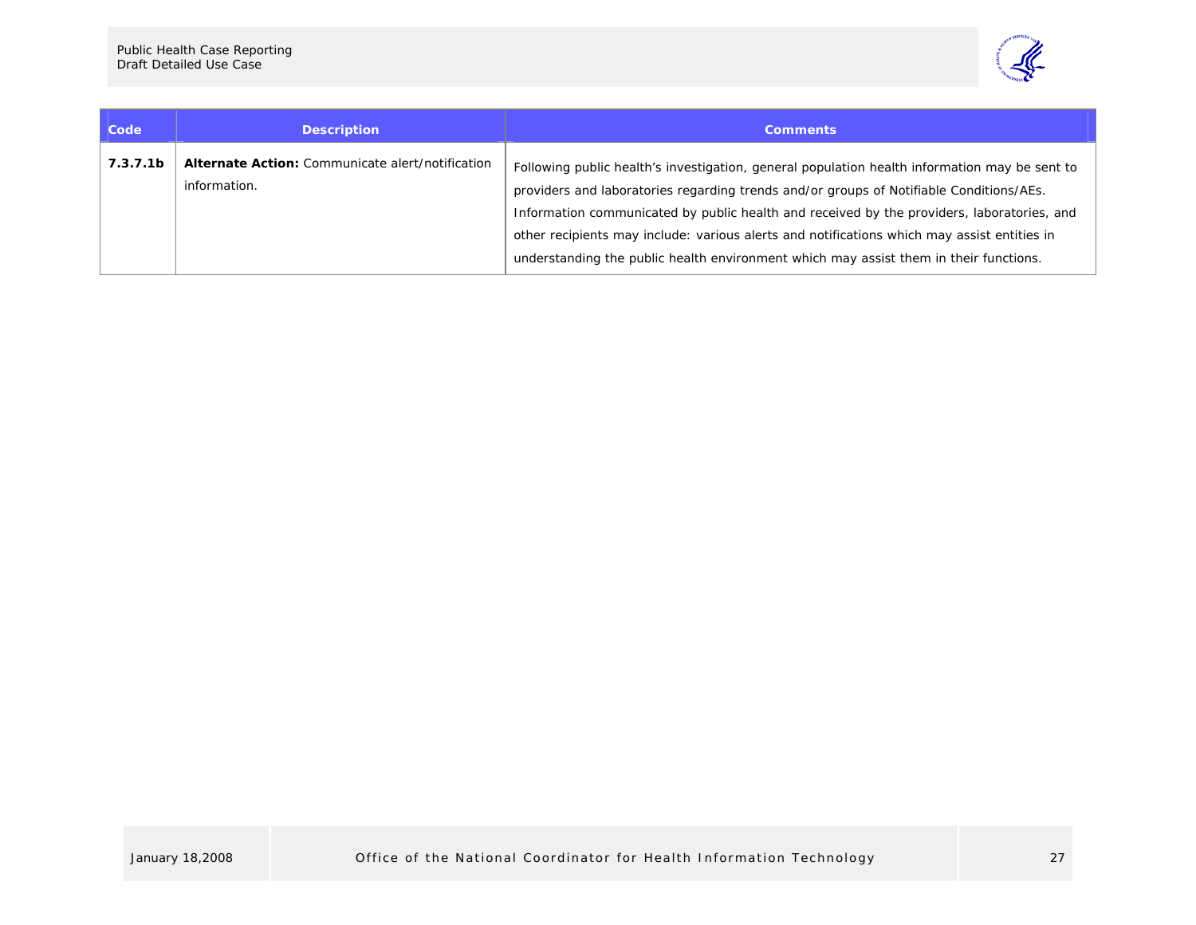| Code | Description | Comments |
|---|---|---|
| **7.3.7.1b** | **Alternate Action:** Communicate alert/notification information. | Following public health's investigation, general population health information may be sent to providers and laboratories regarding trends and/or groups of Notifiable Conditions/AEs. Information communicated by public health and received by the providers, laboratories, and other recipients may include: various alerts and notifications which may assist entities in understanding the public health environment which may assist them in their functions. |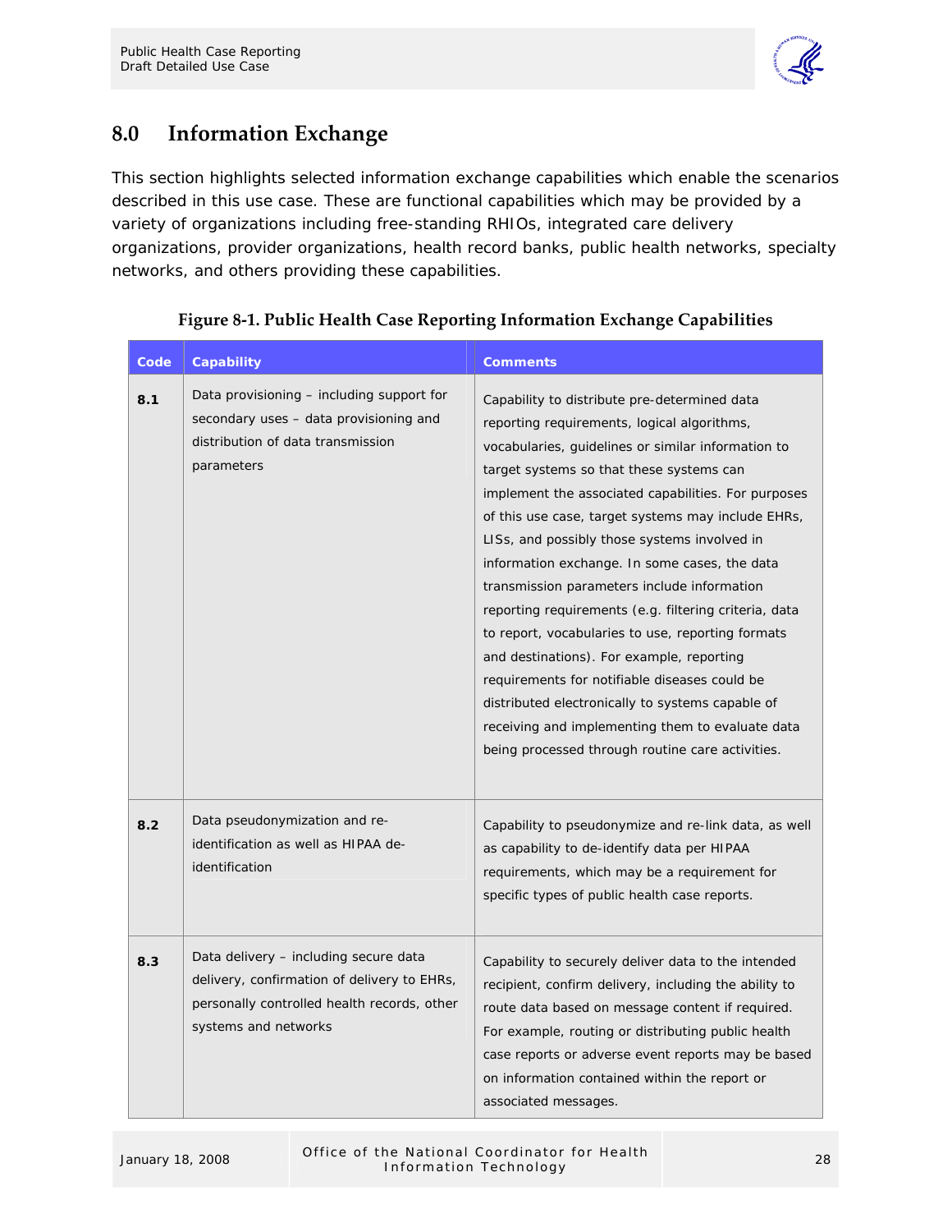# 8.0 Information Exchange

This section highlights selected information exchange capabilities which enable the scenarios described in this use case. These are functional capabilities which may be provided by a variety of organizations including free-standing RHIOs, integrated care delivery organizations, provider organizations, health record banks, public health networks, specialty networks, and others providing these capabilities.

**Figure 8-1. Public Health Case Reporting Information Exchange Capabilities**

| Code | Capability | Comments |
|---|---|---|
| **8.1** | Data provisioning – including support for secondary uses – data provisioning and distribution of data transmission parameters | Capability to distribute pre-determined data reporting requirements, logical algorithms, vocabularies, guidelines or similar information to target systems so that these systems can implement the associated capabilities. For purposes of this use case, target systems may include EHRs, LISs, and possibly those systems involved in information exchange. In some cases, the data transmission parameters include information reporting requirements (e.g. filtering criteria, data to report, vocabularies to use, reporting formats and destinations). For example, reporting requirements for notifiable diseases could be distributed electronically to systems capable of receiving and implementing them to evaluate data being processed through routine care activities. |
| **8.2** | Data pseudonymization and re-identification as well as HIPAA de-identification | Capability to pseudonymize and re-link data, as well as capability to de-identify data per HIPAA requirements, which may be a requirement for specific types of public health case reports. |
| **8.3** | Data delivery – including secure data delivery, confirmation of delivery to EHRs, personally controlled health records, other systems and networks | Capability to securely deliver data to the intended recipient, confirm delivery, including the ability to route data based on message content if required. For example, routing or distributing public health case reports or adverse event reports may be based on information contained within the report or associated messages. |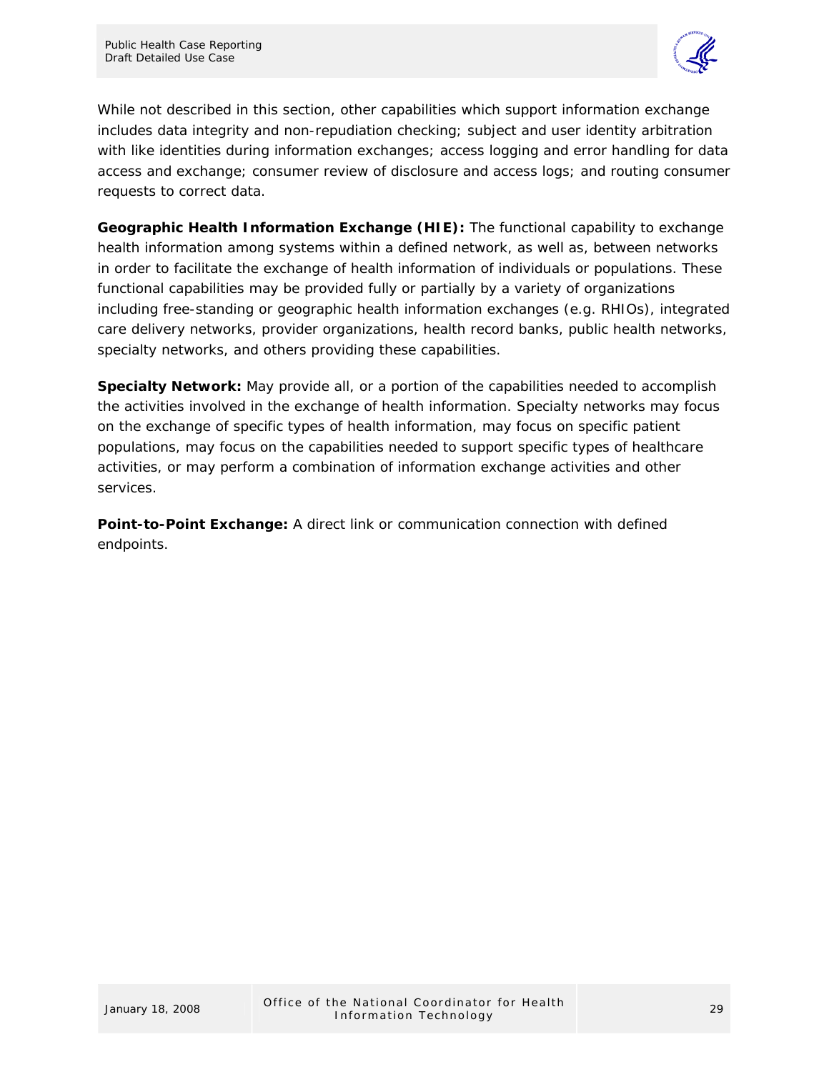While not described in this section, other capabilities which support information exchange includes data integrity and non-repudiation checking; subject and user identity arbitration with like identities during information exchanges; access logging and error handling for data access and exchange; consumer review of disclosure and access logs; and routing consumer requests to correct data.

**Geographic Health Information Exchange (HIE):** The functional capability to exchange health information among systems within a defined network, as well as, between networks in order to facilitate the exchange of health information of individuals or populations. These functional capabilities may be provided fully or partially by a variety of organizations including free-standing or geographic health information exchanges (e.g. RHIOs), integrated care delivery networks, provider organizations, health record banks, public health networks, specialty networks, and others providing these capabilities.

**Specialty Network:** May provide all, or a portion of the capabilities needed to accomplish the activities involved in the exchange of health information. Specialty networks may focus on the exchange of specific types of health information, may focus on specific patient populations, may focus on the capabilities needed to support specific types of healthcare activities, or may perform a combination of information exchange activities and other services.

**Point-to-Point Exchange:** A direct link or communication connection with defined endpoints.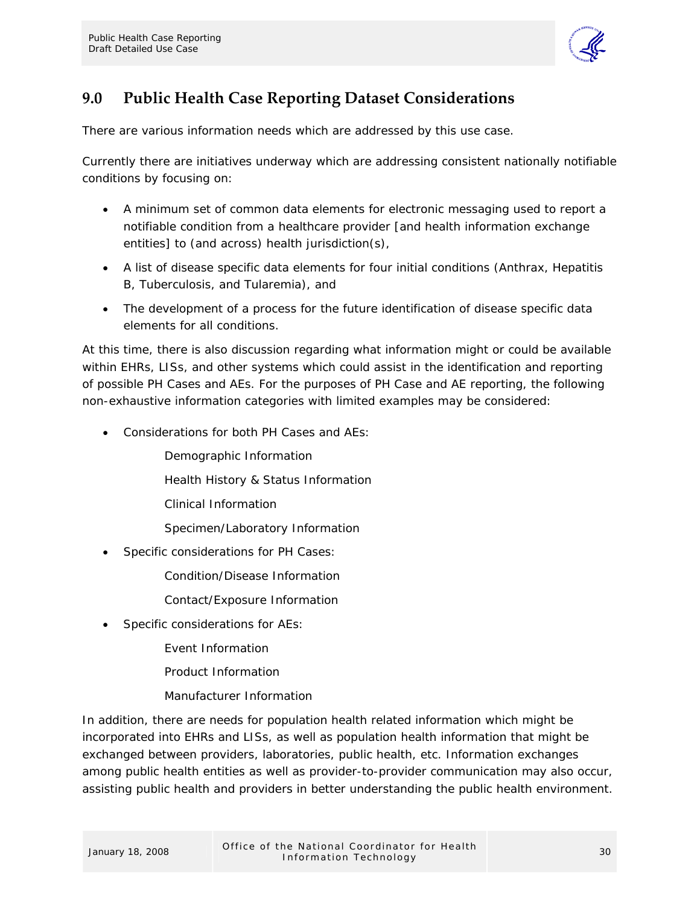## 9.0 Public Health Case Reporting Dataset Considerations

There are various information needs which are addressed by this use case.

Currently there are initiatives underway which are addressing consistent nationally notifiable conditions by focusing on:

- A minimum set of common data elements for electronic messaging used to report a notifiable condition from a healthcare provider [and health information exchange entities] to (and across) health jurisdiction(s),
- A list of disease specific data elements for four initial conditions (Anthrax, Hepatitis B, Tuberculosis, and Tularemia), and
- The development of a process for the future identification of disease specific data elements for all conditions.

At this time, there is also discussion regarding what information might or could be available within EHRs, LISs, and other systems which could assist in the identification and reporting of possible PH Cases and AEs. For the purposes of PH Case and AE reporting, the following non-exhaustive information categories with limited examples may be considered:

- Considerations for both PH Cases and AEs:
  - Demographic Information
  - Health History & Status Information
  - Clinical Information
  - Specimen/Laboratory Information
- Specific considerations for PH Cases:
  - Condition/Disease Information
  - Contact/Exposure Information
- Specific considerations for AEs:
  - Event Information
  - Product Information
  - Manufacturer Information

In addition, there are needs for population health related information which might be incorporated into EHRs and LISs, as well as population health information that might be exchanged between providers, laboratories, public health, etc. Information exchanges among public health entities as well as provider-to-provider communication may also occur, assisting public health and providers in better understanding the public health environment.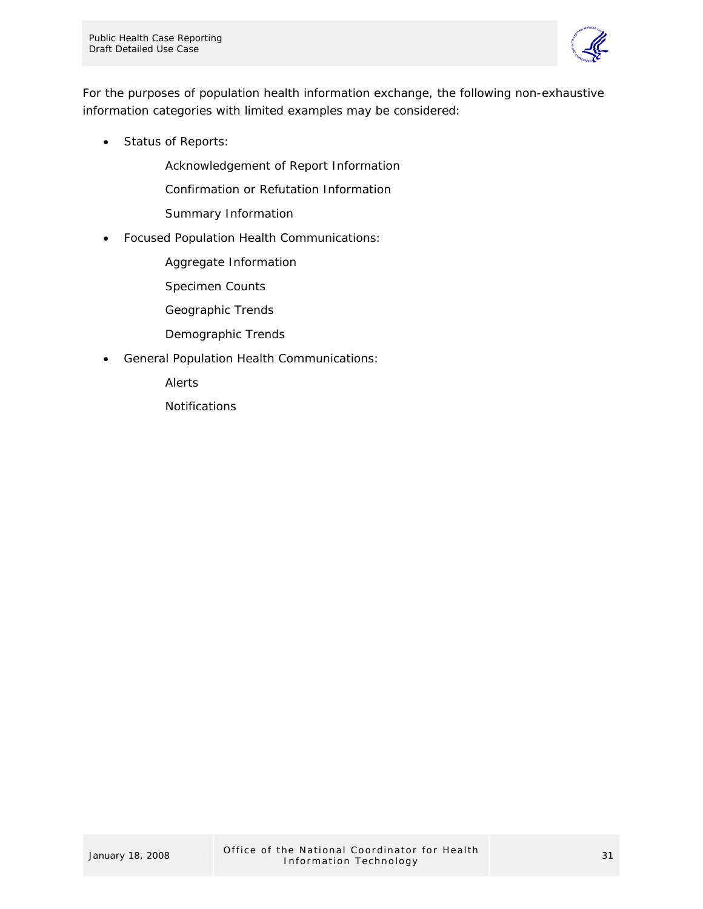For the purposes of population health information exchange, the following non-exhaustive information categories with limited examples may be considered:

- Status of Reports:
  - Acknowledgement of Report Information
  - Confirmation or Refutation Information
  - Summary Information
- Focused Population Health Communications:
  - Aggregate Information
  - Specimen Counts
  - Geographic Trends
  - Demographic Trends
- General Population Health Communications:
  - Alerts
  - Notifications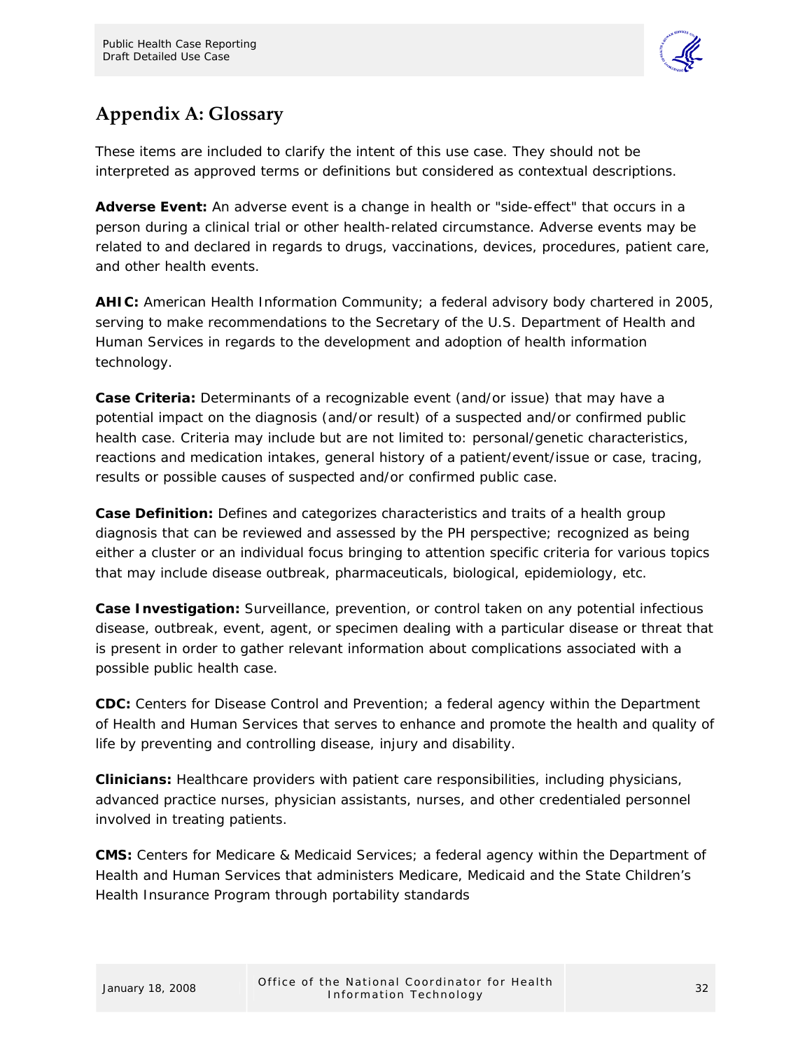## Appendix A: Glossary

*These items are included to clarify the intent of this use case. They should not be interpreted as approved terms or definitions but considered as contextual descriptions.*

**Adverse Event:** An adverse event is a change in health or "side-effect" that occurs in a person during a clinical trial or other health-related circumstance. Adverse events may be related to and declared in regards to drugs, vaccinations, devices, procedures, patient care, and other health events.

**AHIC:** American Health Information Community; a federal advisory body chartered in 2005, serving to make recommendations to the Secretary of the U.S. Department of Health and Human Services in regards to the development and adoption of health information technology.

**Case Criteria:** Determinants of a recognizable event (and/or issue) that may have a potential impact on the diagnosis (and/or result) of a suspected and/or confirmed public health case. Criteria may include but are not limited to: personal/genetic characteristics, reactions and medication intakes, general history of a patient/event/issue or case, tracing, results or possible causes of suspected and/or confirmed public case.

**Case Definition:** Defines and categorizes characteristics and traits of a health group diagnosis that can be reviewed and assessed by the PH perspective; recognized as being either a cluster or an individual focus bringing to attention specific criteria for various topics that may include disease outbreak, pharmaceuticals, biological, epidemiology, etc.

**Case Investigation:** Surveillance, prevention, or control taken on any potential infectious disease, outbreak, event, agent, or specimen dealing with a particular disease or threat that is present in order to gather relevant information about complications associated with a possible public health case.

**CDC:** Centers for Disease Control and Prevention; a federal agency within the Department of Health and Human Services that serves to enhance and promote the health and quality of life by preventing and controlling disease, injury and disability.

**Clinicians:** Healthcare providers with patient care responsibilities, including physicians, advanced practice nurses, physician assistants, nurses, and other credentialed personnel involved in treating patients.

**CMS:** Centers for Medicare & Medicaid Services; a federal agency within the Department of Health and Human Services that administers Medicare, Medicaid and the State Children's Health Insurance Program through portability standards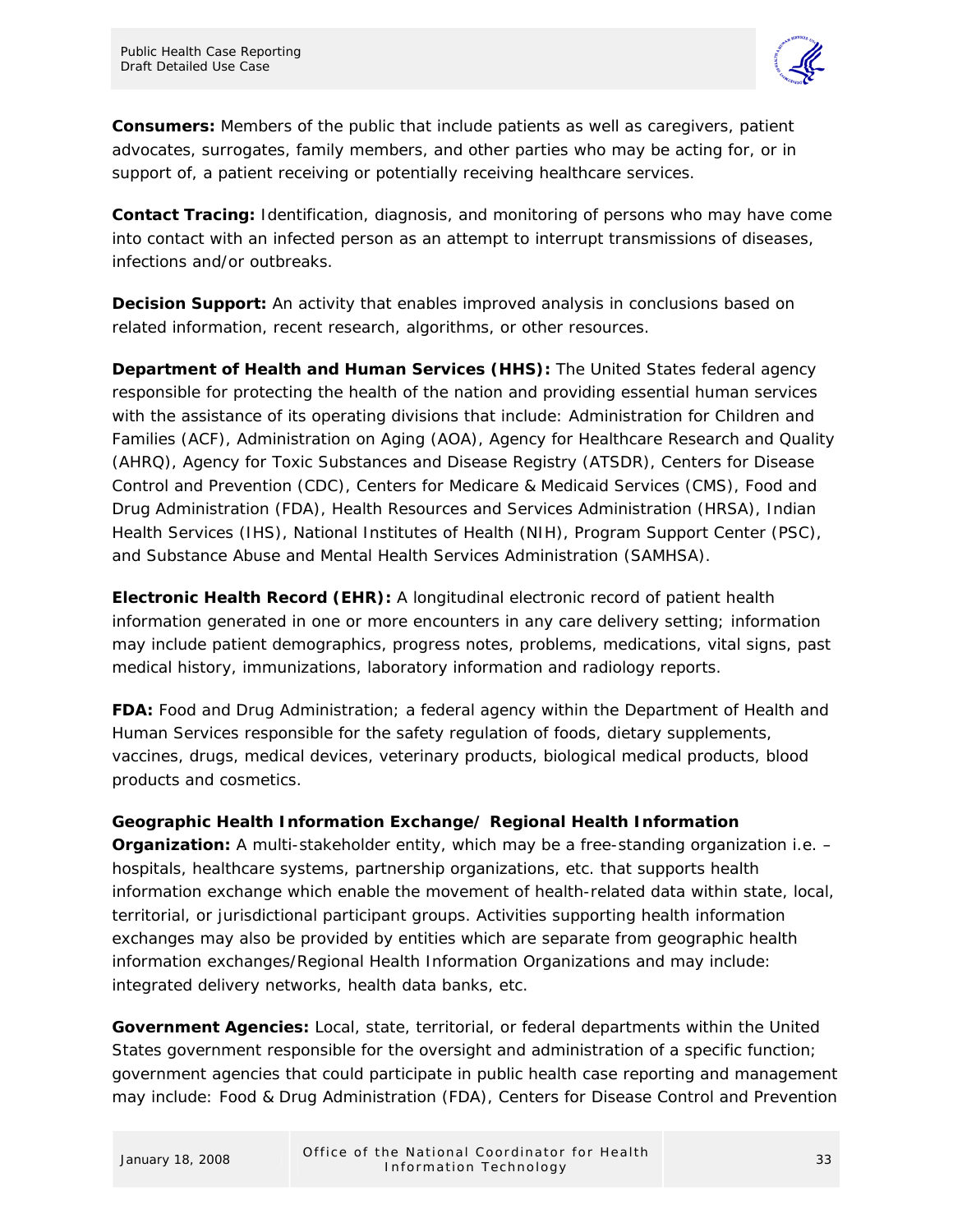**Consumers:** Members of the public that include patients as well as caregivers, patient advocates, surrogates, family members, and other parties who may be acting for, or in support of, a patient receiving or potentially receiving healthcare services.

**Contact Tracing:** Identification, diagnosis, and monitoring of persons who may have come into contact with an infected person as an attempt to interrupt transmissions of diseases, infections and/or outbreaks.

**Decision Support:** An activity that enables improved analysis in conclusions based on related information, recent research, algorithms, or other resources.

**Department of Health and Human Services (HHS):** The United States federal agency responsible for protecting the health of the nation and providing essential human services with the assistance of its operating divisions that include: Administration for Children and Families (ACF), Administration on Aging (AOA), Agency for Healthcare Research and Quality (AHRQ), Agency for Toxic Substances and Disease Registry (ATSDR), Centers for Disease Control and Prevention (CDC), Centers for Medicare & Medicaid Services (CMS), Food and Drug Administration (FDA), Health Resources and Services Administration (HRSA), Indian Health Services (IHS), National Institutes of Health (NIH), Program Support Center (PSC), and Substance Abuse and Mental Health Services Administration (SAMHSA).

**Electronic Health Record (EHR):** A longitudinal electronic record of patient health information generated in one or more encounters in any care delivery setting; information may include patient demographics, progress notes, problems, medications, vital signs, past medical history, immunizations, laboratory information and radiology reports.

**FDA:** Food and Drug Administration; a federal agency within the Department of Health and Human Services responsible for the safety regulation of foods, dietary supplements, vaccines, drugs, medical devices, veterinary products, biological medical products, blood products and cosmetics.

**Geographic Health Information Exchange/ Regional Health Information Organization:** A multi-stakeholder entity, which may be a free-standing organization i.e. – hospitals, healthcare systems, partnership organizations, etc. that supports health information exchange which enable the movement of health-related data within state, local, territorial, or jurisdictional participant groups. Activities supporting health information exchanges may also be provided by entities which are separate from geographic health information exchanges/Regional Health Information Organizations and may include: integrated delivery networks, health data banks, etc.

**Government Agencies:** Local, state, territorial, or federal departments within the United States government responsible for the oversight and administration of a specific function; government agencies that could participate in public health case reporting and management may include: Food & Drug Administration (FDA), Centers for Disease Control and Prevention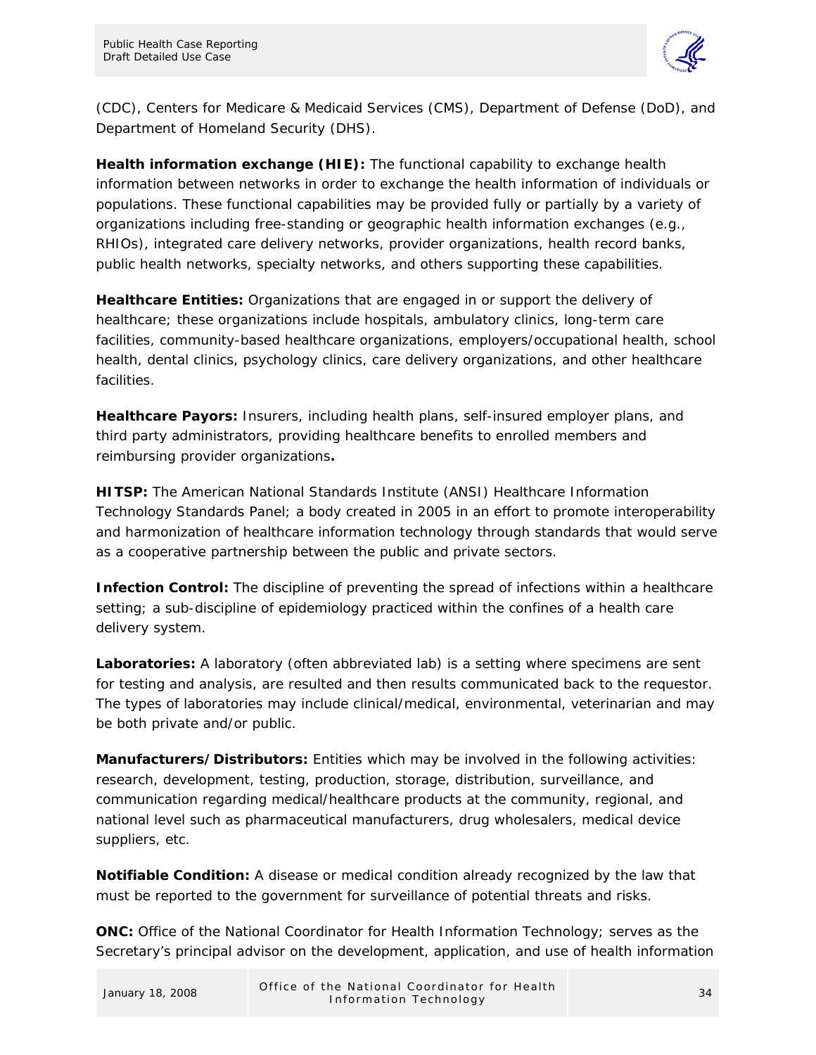(CDC), Centers for Medicare & Medicaid Services (CMS), Department of Defense (DoD), and Department of Homeland Security (DHS).

**Health information exchange (HIE):** The functional capability to exchange health information between networks in order to exchange the health information of individuals or populations. These functional capabilities may be provided fully or partially by a variety of organizations including free-standing or geographic health information exchanges (e.g., RHIOs), integrated care delivery networks, provider organizations, health record banks, public health networks, specialty networks, and others supporting these capabilities.

**Healthcare Entities:** Organizations that are engaged in or support the delivery of healthcare; these organizations include hospitals, ambulatory clinics, long-term care facilities, community-based healthcare organizations, employers/occupational health, school health, dental clinics, psychology clinics, care delivery organizations, and other healthcare facilities.

**Healthcare Payors:** Insurers, including health plans, self-insured employer plans, and third party administrators, providing healthcare benefits to enrolled members and reimbursing provider organizations**.**

**HITSP:** The American National Standards Institute (ANSI) Healthcare Information Technology Standards Panel; a body created in 2005 in an effort to promote interoperability and harmonization of healthcare information technology through standards that would serve as a cooperative partnership between the public and private sectors.

**Infection Control:** The discipline of preventing the spread of infections within a healthcare setting; a sub-discipline of epidemiology practiced within the confines of a health care delivery system.

**Laboratories:** A laboratory (often abbreviated lab) is a setting where specimens are sent for testing and analysis, are resulted and then results communicated back to the requestor. The types of laboratories may include clinical/medical, environmental, veterinarian and may be both private and/or public.

**Manufacturers/Distributors:** Entities which may be involved in the following activities: research, development, testing, production, storage, distribution, surveillance, and communication regarding medical/healthcare products at the community, regional, and national level such as pharmaceutical manufacturers, drug wholesalers, medical device suppliers, etc.

**Notifiable Condition:** A disease or medical condition already recognized by the law that must be reported to the government for surveillance of potential threats and risks.

**ONC:** Office of the National Coordinator for Health Information Technology; serves as the Secretary's principal advisor on the development, application, and use of health information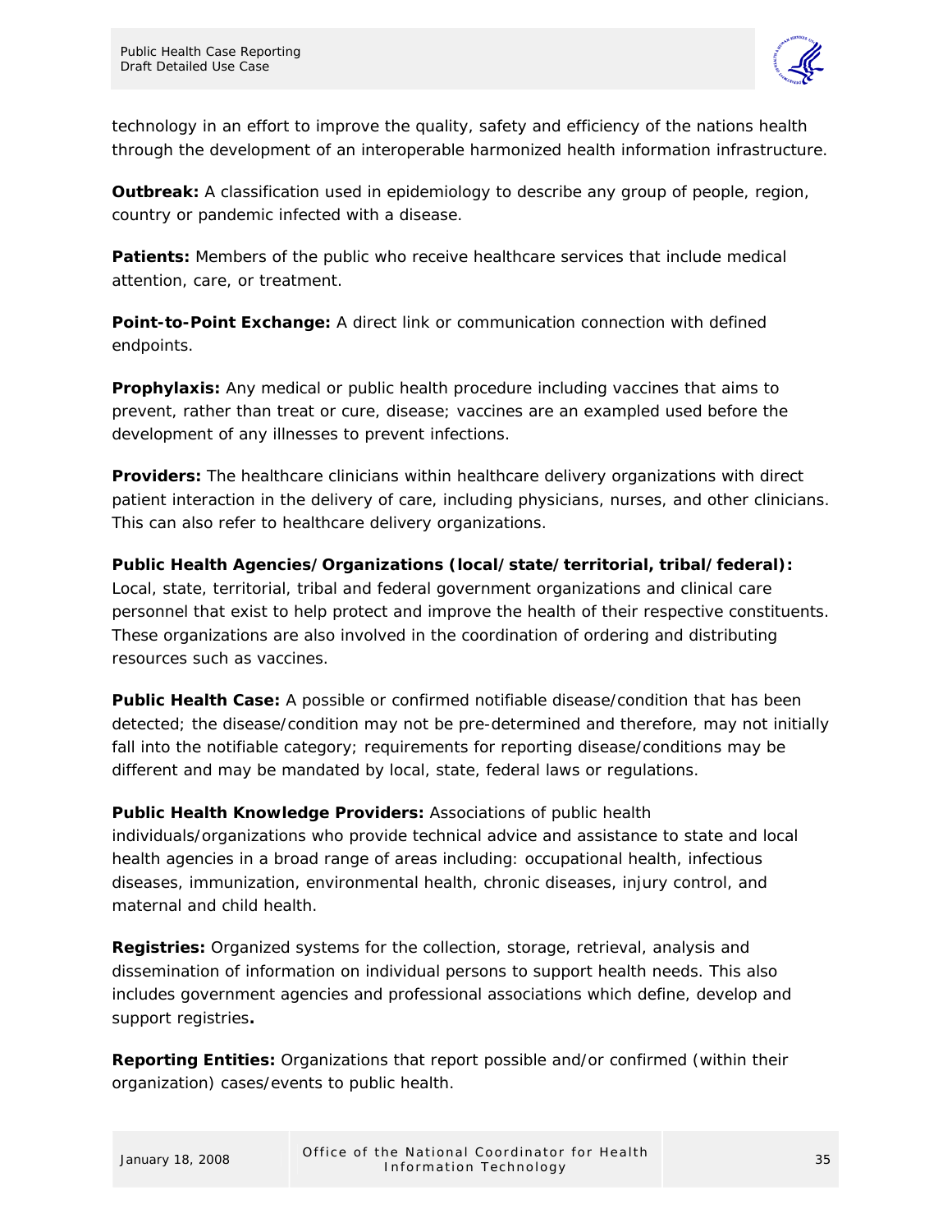technology in an effort to improve the quality, safety and efficiency of the nations health through the development of an interoperable harmonized health information infrastructure.

**Outbreak:** A classification used in epidemiology to describe any group of people, region, country or pandemic infected with a disease.

**Patients:** Members of the public who receive healthcare services that include medical attention, care, or treatment.

**Point-to-Point Exchange:** A direct link or communication connection with defined endpoints.

**Prophylaxis:** Any medical or public health procedure including vaccines that aims to prevent, rather than treat or cure, disease; vaccines are an exampled used before the development of any illnesses to prevent infections.

**Providers:** The healthcare clinicians within healthcare delivery organizations with direct patient interaction in the delivery of care, including physicians, nurses, and other clinicians. This can also refer to healthcare delivery organizations.

**Public Health Agencies/Organizations (local/state/territorial, tribal/federal):** Local, state, territorial, tribal and federal government organizations and clinical care personnel that exist to help protect and improve the health of their respective constituents. These organizations are also involved in the coordination of ordering and distributing resources such as vaccines.

**Public Health Case:** A possible or confirmed notifiable disease/condition that has been detected; the disease/condition may not be pre-determined and therefore, may not initially fall into the notifiable category; requirements for reporting disease/conditions may be different and may be mandated by local, state, federal laws or regulations.

**Public Health Knowledge Providers:** Associations of public health individuals/organizations who provide technical advice and assistance to state and local health agencies in a broad range of areas including: occupational health, infectious diseases, immunization, environmental health, chronic diseases, injury control, and maternal and child health.

**Registries:** Organized systems for the collection, storage, retrieval, analysis and dissemination of information on individual persons to support health needs. This also includes government agencies and professional associations which define, develop and support registries**.**

**Reporting Entities:** Organizations that report possible and/or confirmed (within their organization) cases/events to public health.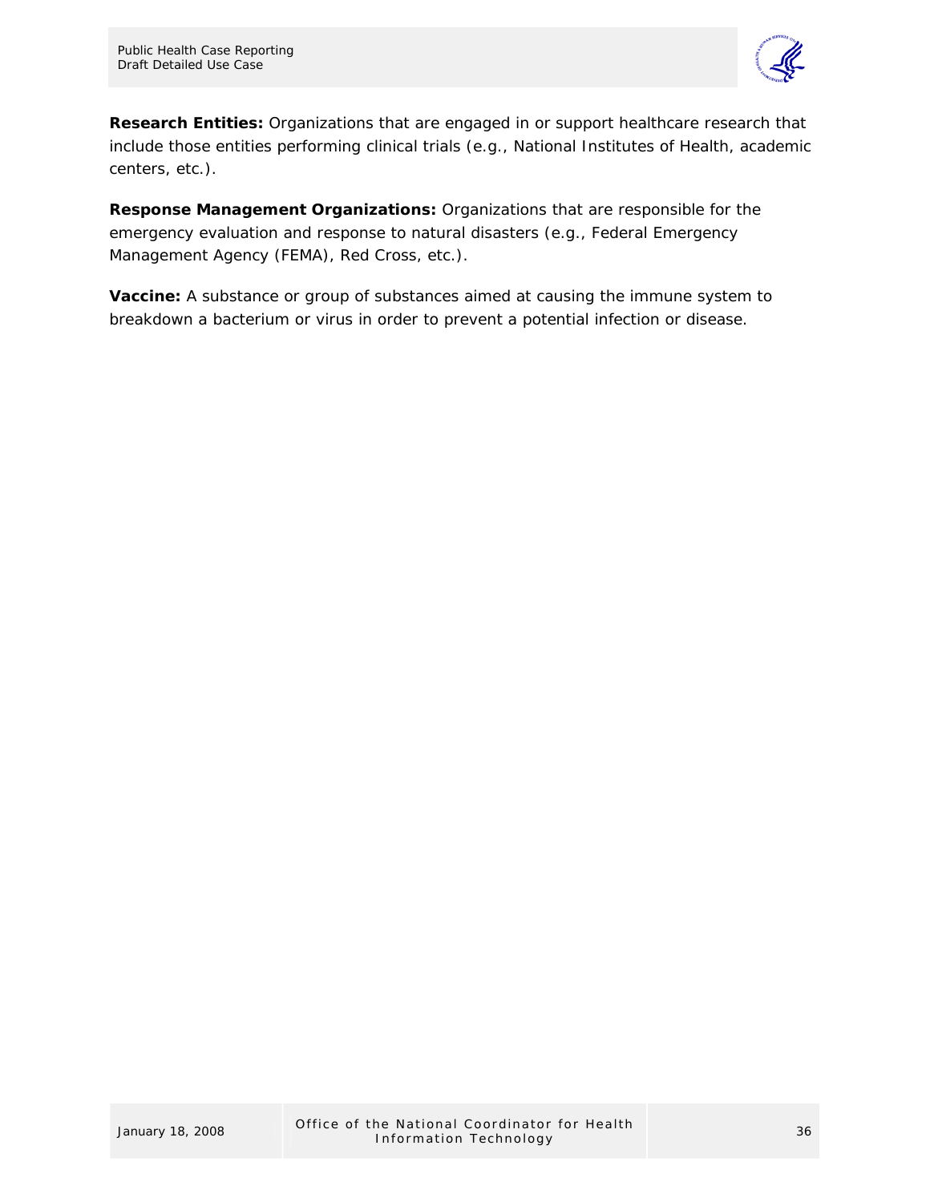**Research Entities:** Organizations that are engaged in or support healthcare research that include those entities performing clinical trials (e.g., National Institutes of Health, academic centers, etc.).

**Response Management Organizations:** Organizations that are responsible for the emergency evaluation and response to natural disasters (e.g., Federal Emergency Management Agency (FEMA), Red Cross, etc.).

**Vaccine:** A substance or group of substances aimed at causing the immune system to breakdown a bacterium or virus in order to prevent a potential infection or disease.